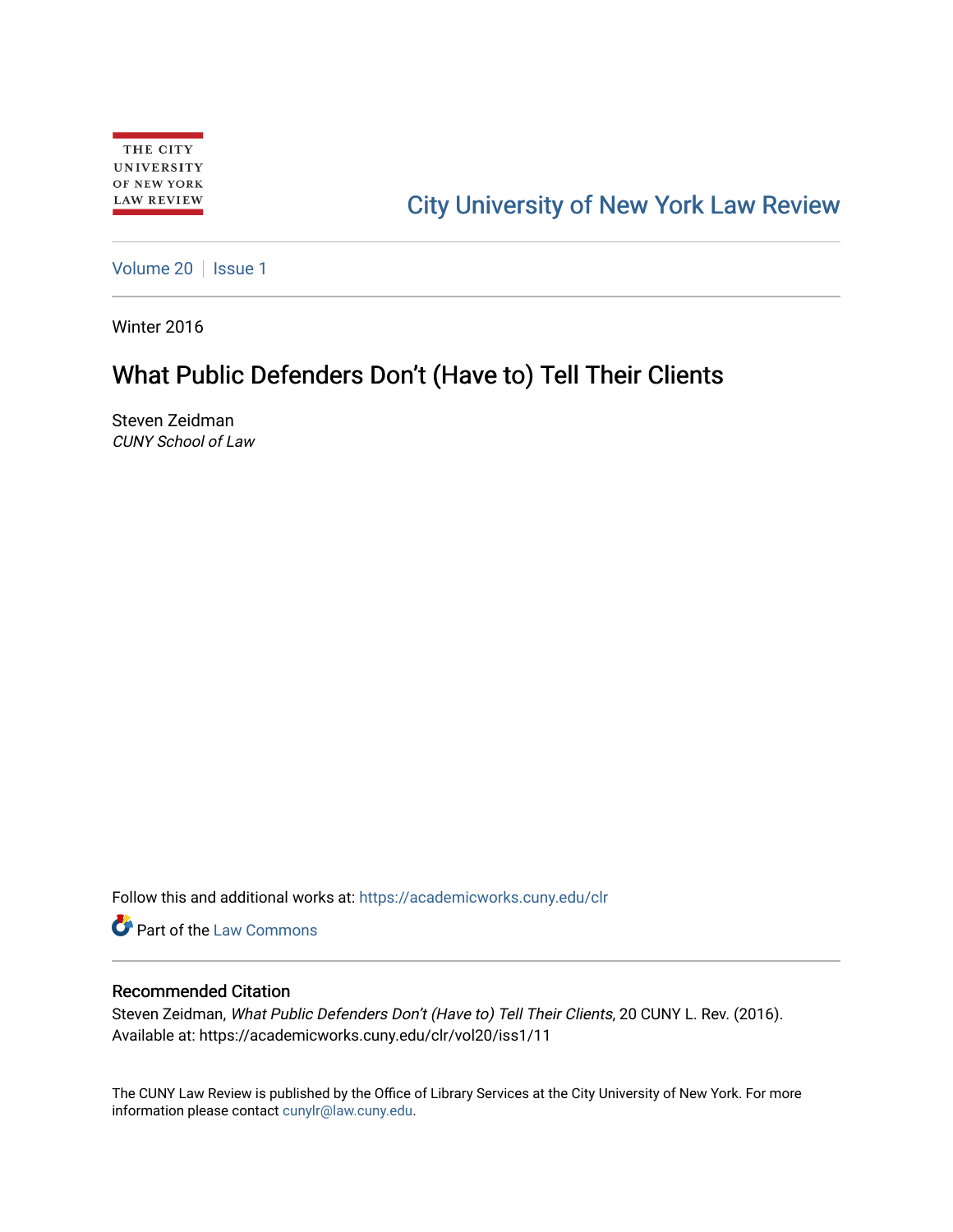THE CITY UNIVERSITY OF NEW YORK LAW REVIEW

City University of New York Law Review

Volume 20 | Issue 1

Winter 2016

# What Public Defenders Don't (Have to) Tell Their Clients

Steven Zeidman
*CUNY School of Law*

Follow this and additional works at: https://academicworks.cuny.edu/clr

Part of the Law Commons

## Recommended Citation

Steven Zeidman, *What Public Defenders Don't (Have to) Tell Their Clients*, 20 CUNY L. Rev. (2016).
Available at: https://academicworks.cuny.edu/clr/vol20/iss1/11

The CUNY Law Review is published by the Office of Library Services at the City University of New York. For more information please contact cunylr@law.cuny.edu.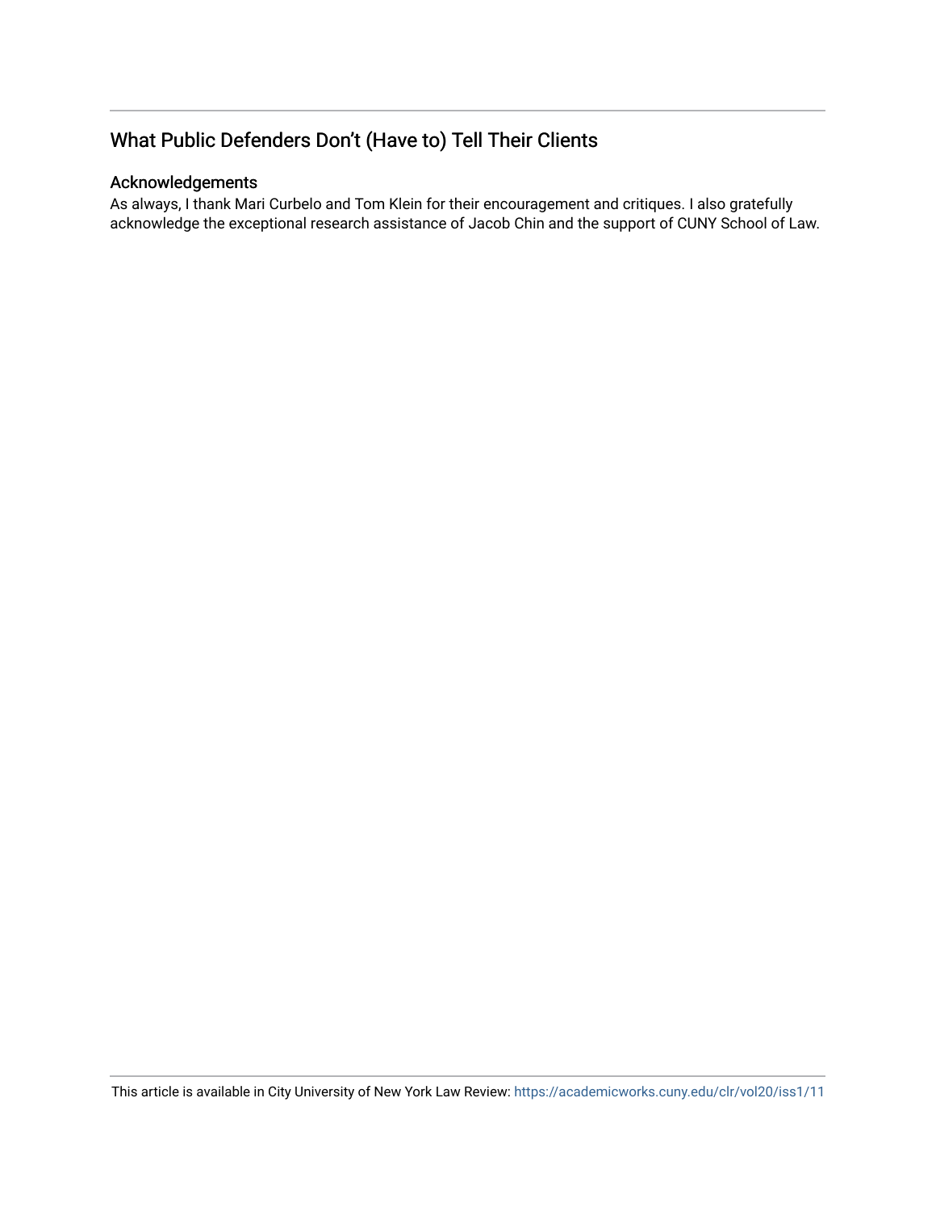## What Public Defenders Don't (Have to) Tell Their Clients

### Acknowledgements

As always, I thank Mari Curbelo and Tom Klein for their encouragement and critiques. I also gratefully acknowledge the exceptional research assistance of Jacob Chin and the support of CUNY School of Law.

This article is available in City University of New York Law Review: https://academicworks.cuny.edu/clr/vol20/iss1/11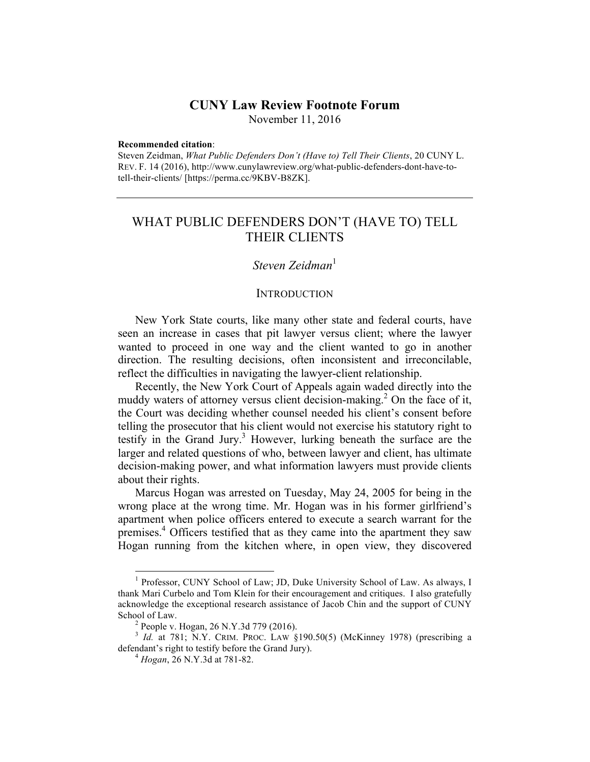**CUNY Law Review Footnote Forum**
November 11, 2016

**Recommended citation**:
Steven Zeidman, *What Public Defenders Don't (Have to) Tell Their Clients*, 20 CUNY L. REV. F. 14 (2016), http://www.cunylawreview.org/what-public-defenders-dont-have-to-tell-their-clients/ [https://perma.cc/9KBV-B8ZK].

---

# WHAT PUBLIC DEFENDERS DON'T (HAVE TO) TELL THEIR CLIENTS

*Steven Zeidman*[1]

## INTRODUCTION

New York State courts, like many other state and federal courts, have seen an increase in cases that pit lawyer versus client; where the lawyer wanted to proceed in one way and the client wanted to go in another direction. The resulting decisions, often inconsistent and irreconcilable, reflect the difficulties in navigating the lawyer-client relationship.

Recently, the New York Court of Appeals again waded directly into the muddy waters of attorney versus client decision-making.[2] On the face of it, the Court was deciding whether counsel needed his client's consent before telling the prosecutor that his client would not exercise his statutory right to testify in the Grand Jury.[3] However, lurking beneath the surface are the larger and related questions of who, between lawyer and client, has ultimate decision-making power, and what information lawyers must provide clients about their rights.

Marcus Hogan was arrested on Tuesday, May 24, 2005 for being in the wrong place at the wrong time. Mr. Hogan was in his former girlfriend's apartment when police officers entered to execute a search warrant for the premises.[4] Officers testified that as they came into the apartment they saw Hogan running from the kitchen where, in open view, they discovered

---

[1] Professor, CUNY School of Law; JD, Duke University School of Law. As always, I thank Mari Curbelo and Tom Klein for their encouragement and critiques. I also gratefully acknowledge the exceptional research assistance of Jacob Chin and the support of CUNY School of Law.

[2] People v. Hogan, 26 N.Y.3d 779 (2016).

[3] *Id.* at 781; N.Y. CRIM. PROC. LAW §190.50(5) (McKinney 1978) (prescribing a defendant's right to testify before the Grand Jury).

[4] *Hogan*, 26 N.Y.3d at 781-82.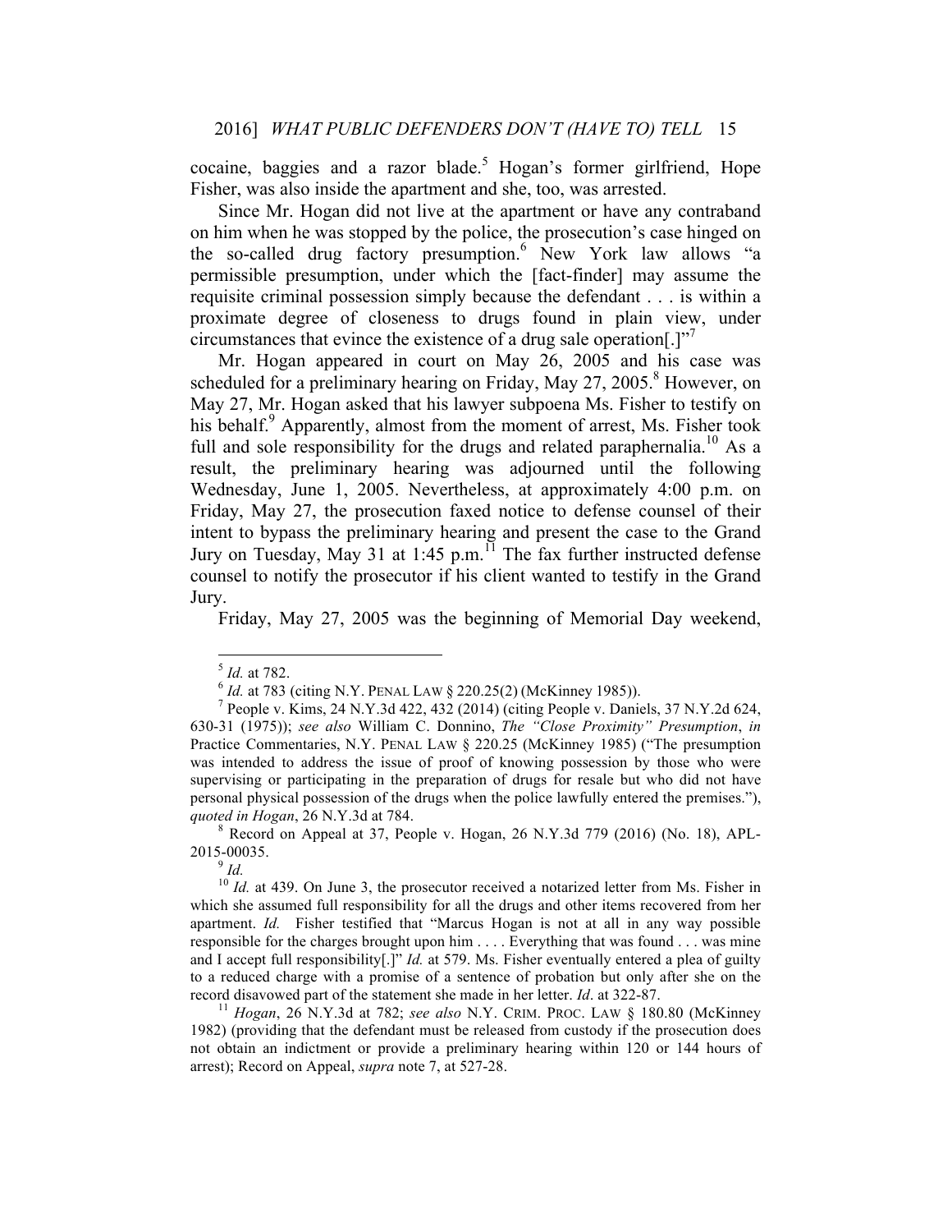cocaine, baggies and a razor blade.[5] Hogan's former girlfriend, Hope Fisher, was also inside the apartment and she, too, was arrested.

Since Mr. Hogan did not live at the apartment or have any contraband on him when he was stopped by the police, the prosecution's case hinged on the so-called drug factory presumption.[6] New York law allows "a permissible presumption, under which the [fact-finder] may assume the requisite criminal possession simply because the defendant . . . is within a proximate degree of closeness to drugs found in plain view, under circumstances that evince the existence of a drug sale operation[.]"[7]

Mr. Hogan appeared in court on May 26, 2005 and his case was scheduled for a preliminary hearing on Friday, May 27, 2005.[8] However, on May 27, Mr. Hogan asked that his lawyer subpoena Ms. Fisher to testify on his behalf.[9] Apparently, almost from the moment of arrest, Ms. Fisher took full and sole responsibility for the drugs and related paraphernalia.[10] As a result, the preliminary hearing was adjourned until the following Wednesday, June 1, 2005. Nevertheless, at approximately 4:00 p.m. on Friday, May 27, the prosecution faxed notice to defense counsel of their intent to bypass the preliminary hearing and present the case to the Grand Jury on Tuesday, May 31 at 1:45 p.m.[11] The fax further instructed defense counsel to notify the prosecutor if his client wanted to testify in the Grand Jury.

Friday, May 27, 2005 was the beginning of Memorial Day weekend,

---

[5] *Id.* at 782.

[6] *Id.* at 783 (citing N.Y. PENAL LAW § 220.25(2) (McKinney 1985)).

[7] People v. Kims, 24 N.Y.3d 422, 432 (2014) (citing People v. Daniels, 37 N.Y.2d 624, 630-31 (1975)); *see also* William C. Donnino, *The "Close Proximity" Presumption*, *in* Practice Commentaries, N.Y. PENAL LAW § 220.25 (McKinney 1985) ("The presumption was intended to address the issue of proof of knowing possession by those who were supervising or participating in the preparation of drugs for resale but who did not have personal physical possession of the drugs when the police lawfully entered the premises."), *quoted in Hogan*, 26 N.Y.3d at 784.

[8] Record on Appeal at 37, People v. Hogan, 26 N.Y.3d 779 (2016) (No. 18), APL-2015-00035.

[9] *Id.*

[10] *Id.* at 439. On June 3, the prosecutor received a notarized letter from Ms. Fisher in which she assumed full responsibility for all the drugs and other items recovered from her apartment. *Id.* Fisher testified that "Marcus Hogan is not at all in any way possible responsible for the charges brought upon him . . . . Everything that was found . . . was mine and I accept full responsibility[.]" *Id.* at 579. Ms. Fisher eventually entered a plea of guilty to a reduced charge with a promise of a sentence of probation but only after she on the record disavowed part of the statement she made in her letter. *Id*. at 322-87.

[11] *Hogan*, 26 N.Y.3d at 782; *see also* N.Y. CRIM. PROC. LAW § 180.80 (McKinney 1982) (providing that the defendant must be released from custody if the prosecution does not obtain an indictment or provide a preliminary hearing within 120 or 144 hours of arrest); Record on Appeal, *supra* note 7, at 527-28.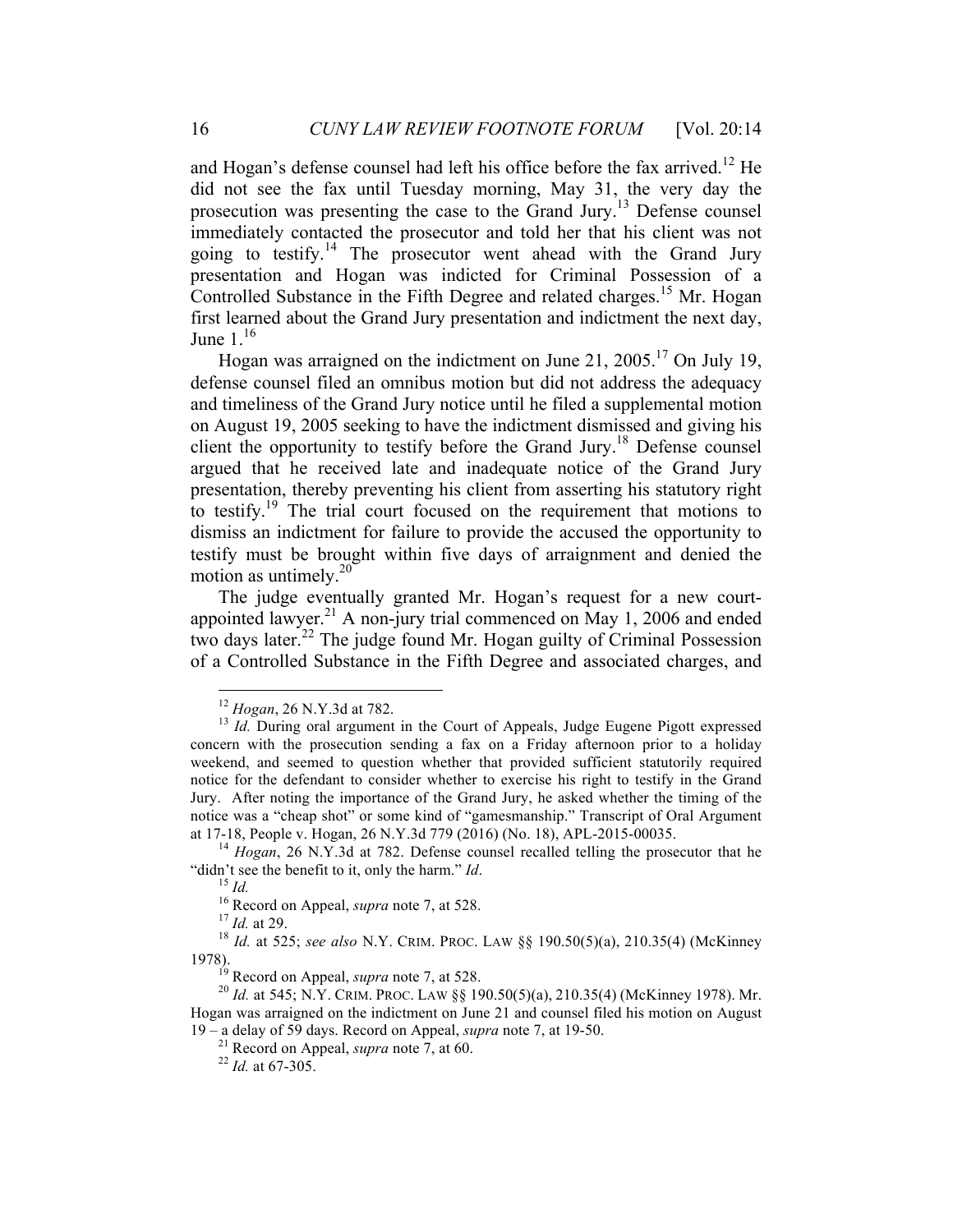and Hogan's defense counsel had left his office before the fax arrived.[12] He did not see the fax until Tuesday morning, May 31, the very day the prosecution was presenting the case to the Grand Jury.[13] Defense counsel immediately contacted the prosecutor and told her that his client was not going to testify.[14] The prosecutor went ahead with the Grand Jury presentation and Hogan was indicted for Criminal Possession of a Controlled Substance in the Fifth Degree and related charges.[15] Mr. Hogan first learned about the Grand Jury presentation and indictment the next day, June 1.[16]

Hogan was arraigned on the indictment on June 21, 2005.[17] On July 19, defense counsel filed an omnibus motion but did not address the adequacy and timeliness of the Grand Jury notice until he filed a supplemental motion on August 19, 2005 seeking to have the indictment dismissed and giving his client the opportunity to testify before the Grand Jury.[18] Defense counsel argued that he received late and inadequate notice of the Grand Jury presentation, thereby preventing his client from asserting his statutory right to testify.[19] The trial court focused on the requirement that motions to dismiss an indictment for failure to provide the accused the opportunity to testify must be brought within five days of arraignment and denied the motion as untimely.[20]

The judge eventually granted Mr. Hogan's request for a new court-appointed lawyer.[21] A non-jury trial commenced on May 1, 2006 and ended two days later.[22] The judge found Mr. Hogan guilty of Criminal Possession of a Controlled Substance in the Fifth Degree and associated charges, and

---

[12] *Hogan*, 26 N.Y.3d at 782.

[13] *Id.* During oral argument in the Court of Appeals, Judge Eugene Pigott expressed concern with the prosecution sending a fax on a Friday afternoon prior to a holiday weekend, and seemed to question whether that provided sufficient statutorily required notice for the defendant to consider whether to exercise his right to testify in the Grand Jury. After noting the importance of the Grand Jury, he asked whether the timing of the notice was a "cheap shot" or some kind of "gamesmanship." Transcript of Oral Argument at 17-18, People v. Hogan, 26 N.Y.3d 779 (2016) (No. 18), APL-2015-00035.

[14] *Hogan*, 26 N.Y.3d at 782. Defense counsel recalled telling the prosecutor that he "didn't see the benefit to it, only the harm." *Id*.

[15] *Id.*

[16] Record on Appeal, *supra* note 7, at 528.

[17] *Id.* at 29.

[18] *Id.* at 525; *see also* N.Y. CRIM. PROC. LAW §§ 190.50(5)(a), 210.35(4) (McKinney 1978).

[19] Record on Appeal, *supra* note 7, at 528.

[20] *Id.* at 545; N.Y. CRIM. PROC. LAW §§ 190.50(5)(a), 210.35(4) (McKinney 1978). Mr. Hogan was arraigned on the indictment on June 21 and counsel filed his motion on August 19 – a delay of 59 days. Record on Appeal, *supra* note 7, at 19-50.

[21] Record on Appeal, *supra* note 7, at 60.

[22] *Id.* at 67-305.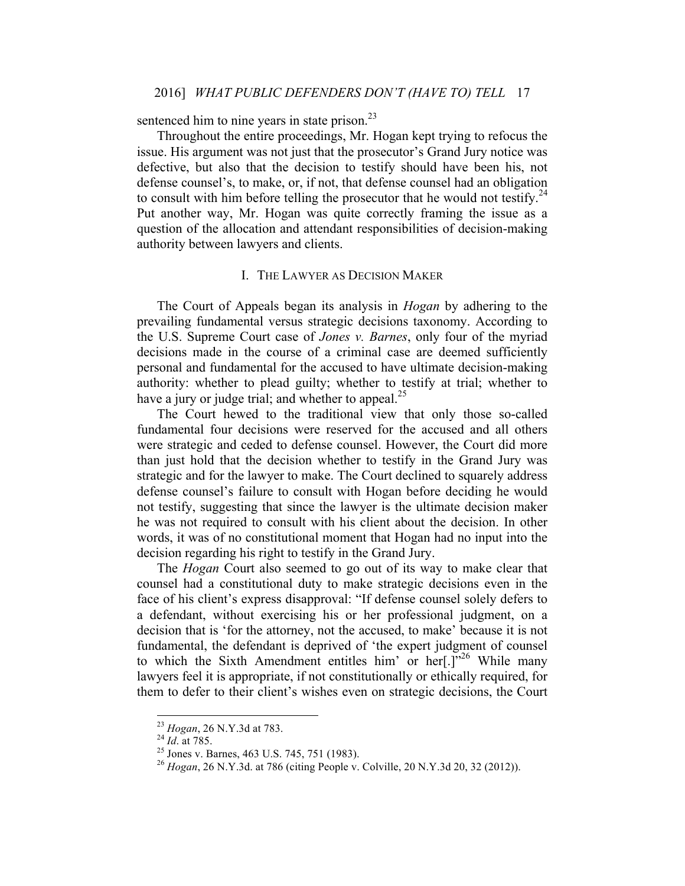sentenced him to nine years in state prison.[23]

Throughout the entire proceedings, Mr. Hogan kept trying to refocus the issue. His argument was not just that the prosecutor's Grand Jury notice was defective, but also that the decision to testify should have been his, not defense counsel's, to make, or, if not, that defense counsel had an obligation to consult with him before telling the prosecutor that he would not testify.[24] Put another way, Mr. Hogan was quite correctly framing the issue as a question of the allocation and attendant responsibilities of decision-making authority between lawyers and clients.

## I. THE LAWYER AS DECISION MAKER

The Court of Appeals began its analysis in *Hogan* by adhering to the prevailing fundamental versus strategic decisions taxonomy. According to the U.S. Supreme Court case of *Jones v. Barnes*, only four of the myriad decisions made in the course of a criminal case are deemed sufficiently personal and fundamental for the accused to have ultimate decision-making authority: whether to plead guilty; whether to testify at trial; whether to have a jury or judge trial; and whether to appeal.[25]

The Court hewed to the traditional view that only those so-called fundamental four decisions were reserved for the accused and all others were strategic and ceded to defense counsel. However, the Court did more than just hold that the decision whether to testify in the Grand Jury was strategic and for the lawyer to make. The Court declined to squarely address defense counsel's failure to consult with Hogan before deciding he would not testify, suggesting that since the lawyer is the ultimate decision maker he was not required to consult with his client about the decision. In other words, it was of no constitutional moment that Hogan had no input into the decision regarding his right to testify in the Grand Jury.

The *Hogan* Court also seemed to go out of its way to make clear that counsel had a constitutional duty to make strategic decisions even in the face of his client's express disapproval: "If defense counsel solely defers to a defendant, without exercising his or her professional judgment, on a decision that is 'for the attorney, not the accused, to make' because it is not fundamental, the defendant is deprived of 'the expert judgment of counsel to which the Sixth Amendment entitles him' or her[.]"[26] While many lawyers feel it is appropriate, if not constitutionally or ethically required, for them to defer to their client's wishes even on strategic decisions, the Court

---

[23] *Hogan*, 26 N.Y.3d at 783.

[24] *Id*. at 785.

[25] Jones v. Barnes, 463 U.S. 745, 751 (1983).

[26] *Hogan*, 26 N.Y.3d. at 786 (citing People v. Colville, 20 N.Y.3d 20, 32 (2012)).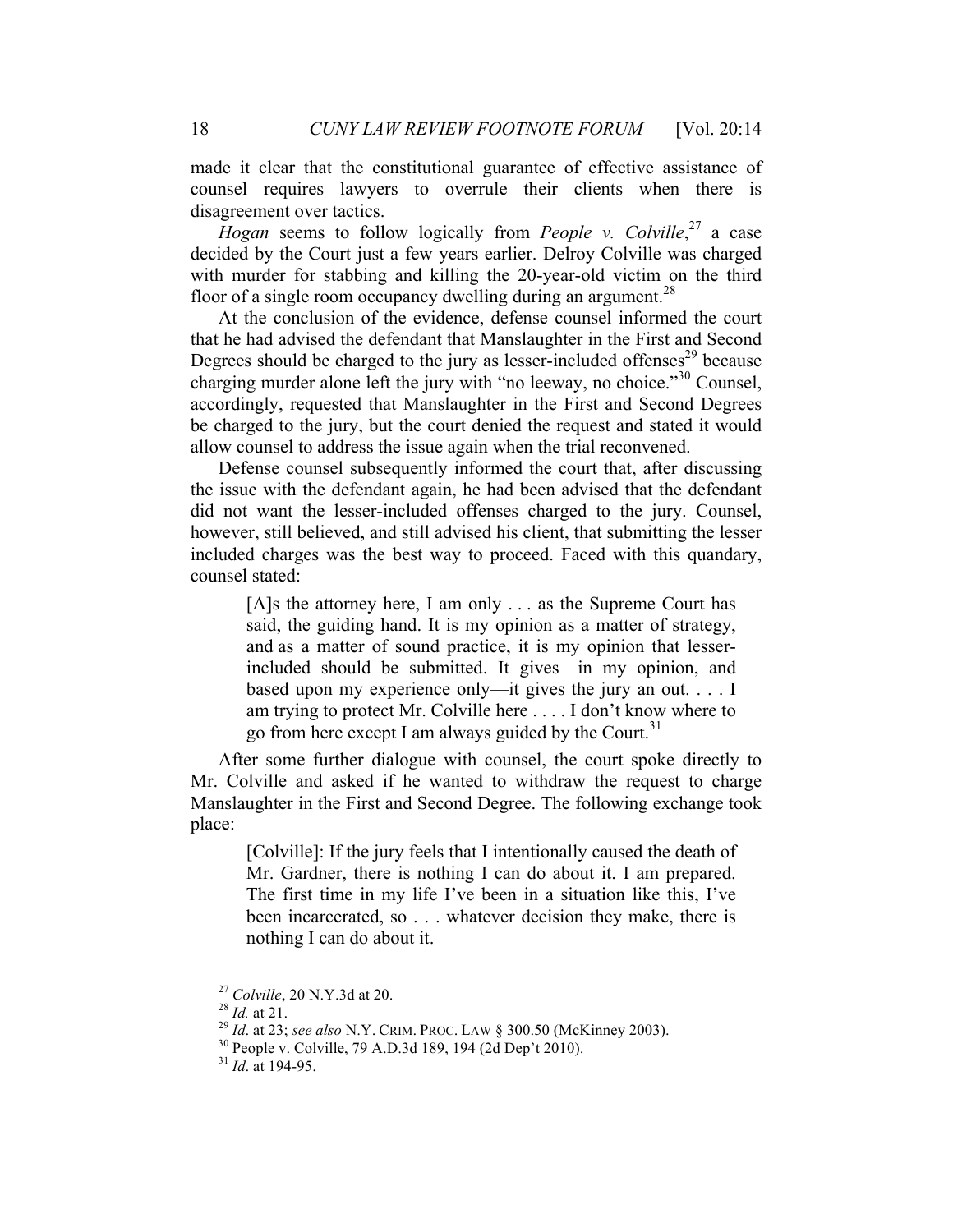made it clear that the constitutional guarantee of effective assistance of counsel requires lawyers to overrule their clients when there is disagreement over tactics.

*Hogan* seems to follow logically from *People v. Colville*,[27] a case decided by the Court just a few years earlier. Delroy Colville was charged with murder for stabbing and killing the 20-year-old victim on the third floor of a single room occupancy dwelling during an argument.[28]

At the conclusion of the evidence, defense counsel informed the court that he had advised the defendant that Manslaughter in the First and Second Degrees should be charged to the jury as lesser-included offenses[29] because charging murder alone left the jury with "no leeway, no choice."[30] Counsel, accordingly, requested that Manslaughter in the First and Second Degrees be charged to the jury, but the court denied the request and stated it would allow counsel to address the issue again when the trial reconvened.

Defense counsel subsequently informed the court that, after discussing the issue with the defendant again, he had been advised that the defendant did not want the lesser-included offenses charged to the jury. Counsel, however, still believed, and still advised his client, that submitting the lesser included charges was the best way to proceed. Faced with this quandary, counsel stated:

> [A]s the attorney here, I am only . . . as the Supreme Court has said, the guiding hand. It is my opinion as a matter of strategy, and as a matter of sound practice, it is my opinion that lesser-included should be submitted. It gives—in my opinion, and based upon my experience only—it gives the jury an out. . . . I am trying to protect Mr. Colville here . . . . I don't know where to go from here except I am always guided by the Court.[31]

After some further dialogue with counsel, the court spoke directly to Mr. Colville and asked if he wanted to withdraw the request to charge Manslaughter in the First and Second Degree. The following exchange took place:

> [Colville]: If the jury feels that I intentionally caused the death of Mr. Gardner, there is nothing I can do about it. I am prepared. The first time in my life I've been in a situation like this, I've been incarcerated, so . . . whatever decision they make, there is nothing I can do about it.

---

[27] *Colville*, 20 N.Y.3d at 20.

[28] *Id.* at 21.

[29] *Id*. at 23; *see also* N.Y. CRIM. PROC. LAW § 300.50 (McKinney 2003).

[30] People v. Colville, 79 A.D.3d 189, 194 (2d Dep't 2010).

[31] *Id*. at 194-95.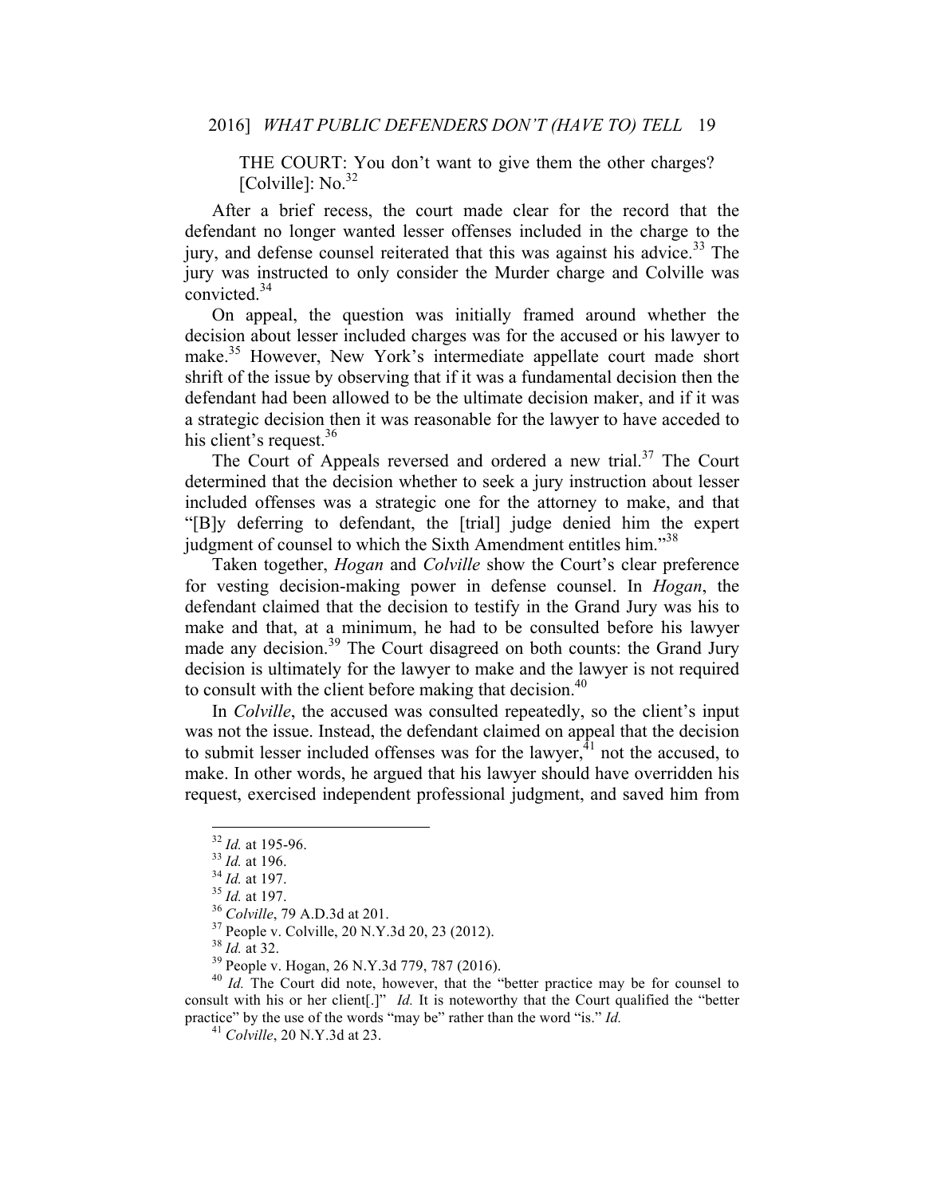> THE COURT: You don't want to give them the other charges?
> [Colville]: No.[32]

After a brief recess, the court made clear for the record that the defendant no longer wanted lesser offenses included in the charge to the jury, and defense counsel reiterated that this was against his advice.[33] The jury was instructed to only consider the Murder charge and Colville was convicted.[34]

On appeal, the question was initially framed around whether the decision about lesser included charges was for the accused or his lawyer to make.[35] However, New York's intermediate appellate court made short shrift of the issue by observing that if it was a fundamental decision then the defendant had been allowed to be the ultimate decision maker, and if it was a strategic decision then it was reasonable for the lawyer to have acceded to his client's request.[36]

The Court of Appeals reversed and ordered a new trial.[37] The Court determined that the decision whether to seek a jury instruction about lesser included offenses was a strategic one for the attorney to make, and that "[B]y deferring to defendant, the [trial] judge denied him the expert judgment of counsel to which the Sixth Amendment entitles him."[38]

Taken together, *Hogan* and *Colville* show the Court's clear preference for vesting decision-making power in defense counsel. In *Hogan*, the defendant claimed that the decision to testify in the Grand Jury was his to make and that, at a minimum, he had to be consulted before his lawyer made any decision.[39] The Court disagreed on both counts: the Grand Jury decision is ultimately for the lawyer to make and the lawyer is not required to consult with the client before making that decision.[40]

In *Colville*, the accused was consulted repeatedly, so the client's input was not the issue. Instead, the defendant claimed on appeal that the decision to submit lesser included offenses was for the lawyer,[41] not the accused, to make. In other words, he argued that his lawyer should have overridden his request, exercised independent professional judgment, and saved him from

---

[32] *Id.* at 195-96.

[33] *Id.* at 196.

[34] *Id.* at 197.

[35] *Id.* at 197.

[36] *Colville*, 79 A.D.3d at 201.

[37] People v. Colville, 20 N.Y.3d 20, 23 (2012).

[38] *Id.* at 32.

[39] People v. Hogan, 26 N.Y.3d 779, 787 (2016).

[40] *Id.* The Court did note, however, that the "better practice may be for counsel to consult with his or her client[.]" *Id.* It is noteworthy that the Court qualified the "better practice" by the use of the words "may be" rather than the word "is." *Id.*

[41] *Colville*, 20 N.Y.3d at 23.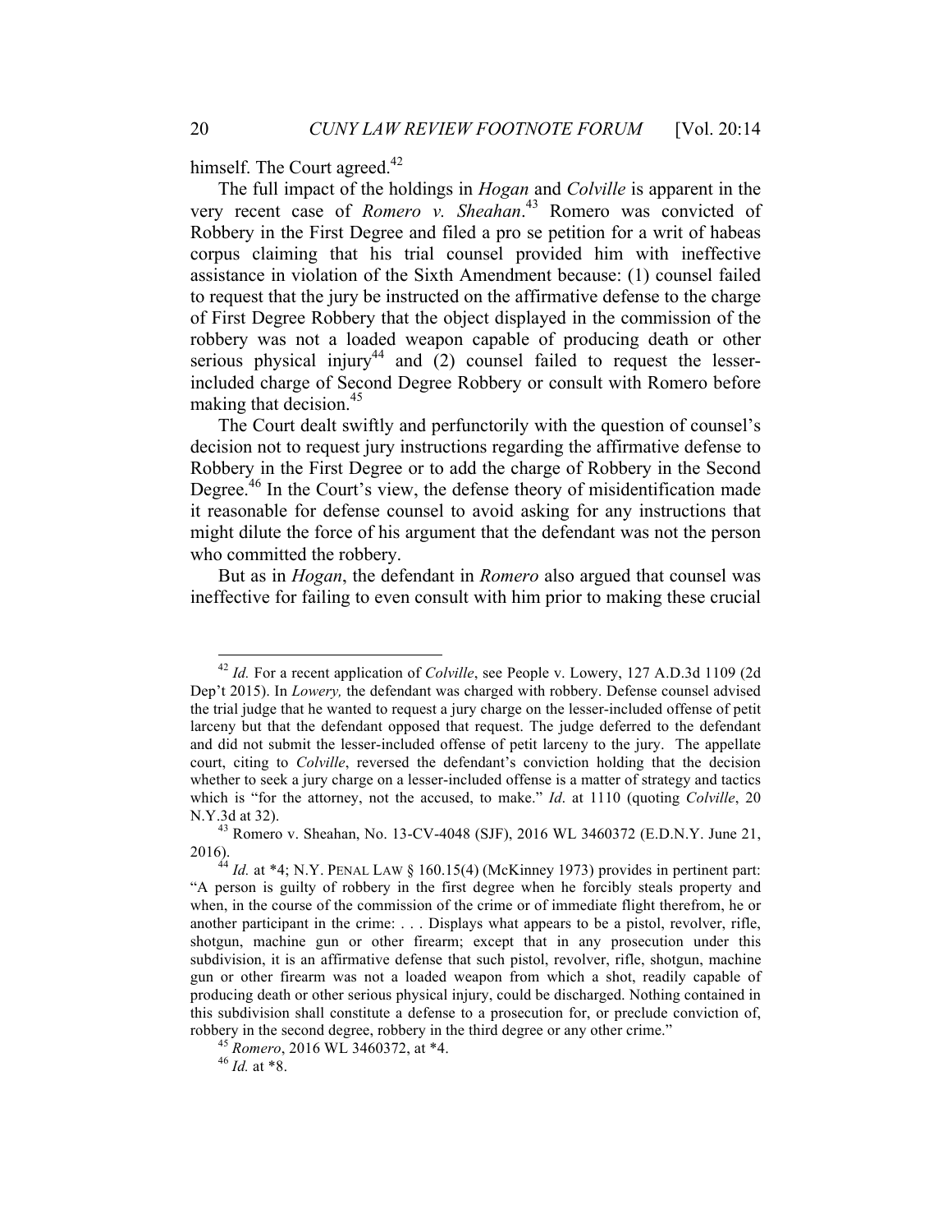himself. The Court agreed.[42]

The full impact of the holdings in *Hogan* and *Colville* is apparent in the very recent case of *Romero v. Sheahan*.[43] Romero was convicted of Robbery in the First Degree and filed a pro se petition for a writ of habeas corpus claiming that his trial counsel provided him with ineffective assistance in violation of the Sixth Amendment because: (1) counsel failed to request that the jury be instructed on the affirmative defense to the charge of First Degree Robbery that the object displayed in the commission of the robbery was not a loaded weapon capable of producing death or other serious physical injury[44] and (2) counsel failed to request the lesser-included charge of Second Degree Robbery or consult with Romero before making that decision.[45]

The Court dealt swiftly and perfunctorily with the question of counsel's decision not to request jury instructions regarding the affirmative defense to Robbery in the First Degree or to add the charge of Robbery in the Second Degree.[46] In the Court's view, the defense theory of misidentification made it reasonable for defense counsel to avoid asking for any instructions that might dilute the force of his argument that the defendant was not the person who committed the robbery.

But as in *Hogan*, the defendant in *Romero* also argued that counsel was ineffective for failing to even consult with him prior to making these crucial

---

[42] *Id.* For a recent application of *Colville*, see People v. Lowery, 127 A.D.3d 1109 (2d Dep't 2015). In *Lowery,* the defendant was charged with robbery. Defense counsel advised the trial judge that he wanted to request a jury charge on the lesser-included offense of petit larceny but that the defendant opposed that request. The judge deferred to the defendant and did not submit the lesser-included offense of petit larceny to the jury. The appellate court, citing to *Colville*, reversed the defendant's conviction holding that the decision whether to seek a jury charge on a lesser-included offense is a matter of strategy and tactics which is "for the attorney, not the accused, to make." *Id*. at 1110 (quoting *Colville*, 20 N.Y.3d at 32).

[43] Romero v. Sheahan, No. 13-CV-4048 (SJF), 2016 WL 3460372 (E.D.N.Y. June 21, 2016).

[44] *Id.* at \*4; N.Y. PENAL LAW § 160.15(4) (McKinney 1973) provides in pertinent part: "A person is guilty of robbery in the first degree when he forcibly steals property and when, in the course of the commission of the crime or of immediate flight therefrom, he or another participant in the crime: . . . Displays what appears to be a pistol, revolver, rifle, shotgun, machine gun or other firearm; except that in any prosecution under this subdivision, it is an affirmative defense that such pistol, revolver, rifle, shotgun, machine gun or other firearm was not a loaded weapon from which a shot, readily capable of producing death or other serious physical injury, could be discharged. Nothing contained in this subdivision shall constitute a defense to a prosecution for, or preclude conviction of, robbery in the second degree, robbery in the third degree or any other crime."

[45] *Romero*, 2016 WL 3460372, at \*4.

[46] *Id.* at \*8.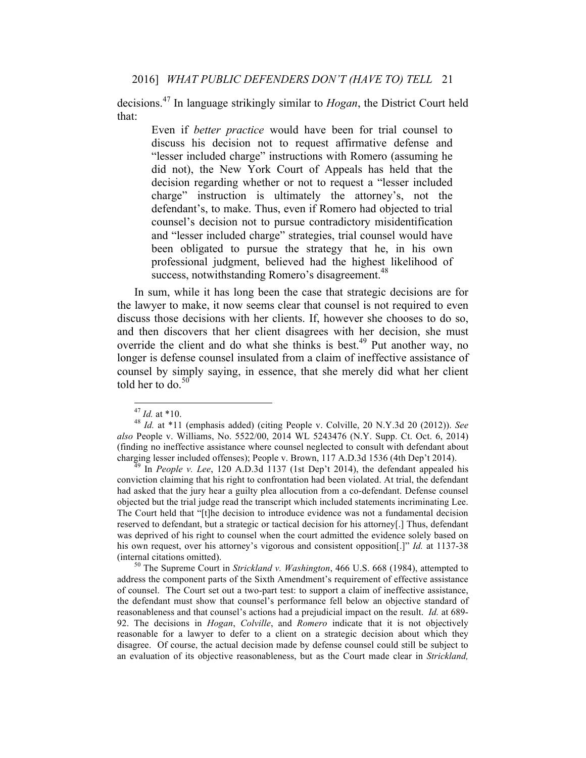decisions.[47] In language strikingly similar to *Hogan*, the District Court held that:

> Even if *better practice* would have been for trial counsel to discuss his decision not to request affirmative defense and "lesser included charge" instructions with Romero (assuming he did not), the New York Court of Appeals has held that the decision regarding whether or not to request a "lesser included charge" instruction is ultimately the attorney's, not the defendant's, to make. Thus, even if Romero had objected to trial counsel's decision not to pursue contradictory misidentification and "lesser included charge" strategies, trial counsel would have been obligated to pursue the strategy that he, in his own professional judgment, believed had the highest likelihood of success, notwithstanding Romero's disagreement.[48]

In sum, while it has long been the case that strategic decisions are for the lawyer to make, it now seems clear that counsel is not required to even discuss those decisions with her clients. If, however she chooses to do so, and then discovers that her client disagrees with her decision, she must override the client and do what she thinks is best.[49] Put another way, no longer is defense counsel insulated from a claim of ineffective assistance of counsel by simply saying, in essence, that she merely did what her client told her to do.[50]

---

[47] *Id.* at *10.

[48] *Id.* at *11 (emphasis added) (citing People v. Colville, 20 N.Y.3d 20 (2012)). *See also* People v. Williams, No. 5522/00, 2014 WL 5243476 (N.Y. Supp. Ct. Oct. 6, 2014) (finding no ineffective assistance where counsel neglected to consult with defendant about charging lesser included offenses); People v. Brown, 117 A.D.3d 1536 (4th Dep't 2014).

[49] In *People v. Lee*, 120 A.D.3d 1137 (1st Dep't 2014), the defendant appealed his conviction claiming that his right to confrontation had been violated. At trial, the defendant had asked that the jury hear a guilty plea allocution from a co-defendant. Defense counsel objected but the trial judge read the transcript which included statements incriminating Lee. The Court held that "[t]he decision to introduce evidence was not a fundamental decision reserved to defendant, but a strategic or tactical decision for his attorney[.] Thus, defendant was deprived of his right to counsel when the court admitted the evidence solely based on his own request, over his attorney's vigorous and consistent opposition[.]" *Id.* at 1137-38 (internal citations omitted).

[50] The Supreme Court in *Strickland v. Washington*, 466 U.S. 668 (1984), attempted to address the component parts of the Sixth Amendment's requirement of effective assistance of counsel. The Court set out a two-part test: to support a claim of ineffective assistance, the defendant must show that counsel's performance fell below an objective standard of reasonableness and that counsel's actions had a prejudicial impact on the result. *Id.* at 689-92. The decisions in *Hogan*, *Colville*, and *Romero* indicate that it is not objectively reasonable for a lawyer to defer to a client on a strategic decision about which they disagree. Of course, the actual decision made by defense counsel could still be subject to an evaluation of its objective reasonableness, but as the Court made clear in *Strickland,*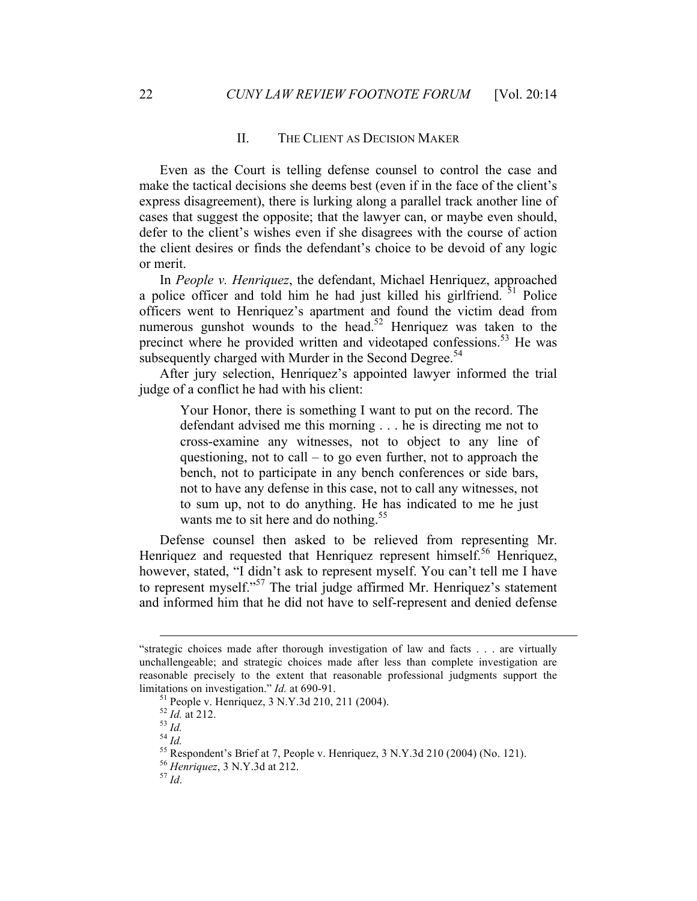## II. THE CLIENT AS DECISION MAKER

Even as the Court is telling defense counsel to control the case and make the tactical decisions she deems best (even if in the face of the client's express disagreement), there is lurking along a parallel track another line of cases that suggest the opposite; that the lawyer can, or maybe even should, defer to the client's wishes even if she disagrees with the course of action the client desires or finds the defendant's choice to be devoid of any logic or merit.

In *People v. Henriquez*, the defendant, Michael Henriquez, approached a police officer and told him he had just killed his girlfriend.[51] Police officers went to Henriquez's apartment and found the victim dead from numerous gunshot wounds to the head.[52] Henriquez was taken to the precinct where he provided written and videotaped confessions.[53] He was subsequently charged with Murder in the Second Degree.[54]

After jury selection, Henriquez's appointed lawyer informed the trial judge of a conflict he had with his client:

> Your Honor, there is something I want to put on the record. The defendant advised me this morning . . . he is directing me not to cross-examine any witnesses, not to object to any line of questioning, not to call – to go even further, not to approach the bench, not to participate in any bench conferences or side bars, not to have any defense in this case, not to call any witnesses, not to sum up, not to do anything. He has indicated to me he just wants me to sit here and do nothing.[55]

Defense counsel then asked to be relieved from representing Mr. Henriquez and requested that Henriquez represent himself.[56] Henriquez, however, stated, "I didn't ask to represent myself. You can't tell me I have to represent myself."[57] The trial judge affirmed Mr. Henriquez's statement and informed him that he did not have to self-represent and denied defense

---

"strategic choices made after thorough investigation of law and facts . . . are virtually unchallengeable; and strategic choices made after less than complete investigation are reasonable precisely to the extent that reasonable professional judgments support the limitations on investigation." *Id.* at 690-91.

[51] People v. Henriquez, 3 N.Y.3d 210, 211 (2004).

[52] *Id.* at 212.

[53] *Id.*

[54] *Id.*

[55] Respondent's Brief at 7, People v. Henriquez, 3 N.Y.3d 210 (2004) (No. 121).

[56] *Henriquez*, 3 N.Y.3d at 212.

[57] *Id*.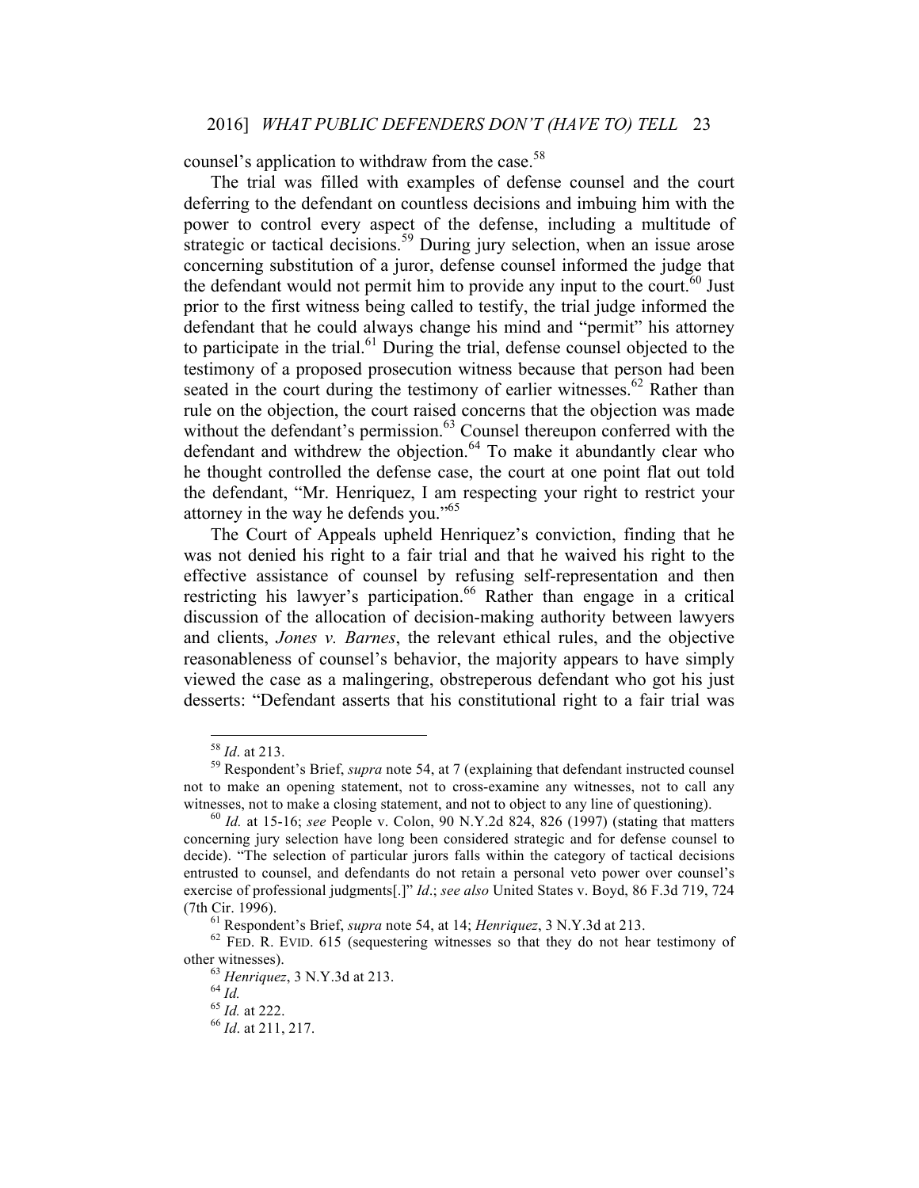counsel's application to withdraw from the case.[58]

The trial was filled with examples of defense counsel and the court deferring to the defendant on countless decisions and imbuing him with the power to control every aspect of the defense, including a multitude of strategic or tactical decisions.[59] During jury selection, when an issue arose concerning substitution of a juror, defense counsel informed the judge that the defendant would not permit him to provide any input to the court.[60] Just prior to the first witness being called to testify, the trial judge informed the defendant that he could always change his mind and "permit" his attorney to participate in the trial.[61] During the trial, defense counsel objected to the testimony of a proposed prosecution witness because that person had been seated in the court during the testimony of earlier witnesses.[62] Rather than rule on the objection, the court raised concerns that the objection was made without the defendant's permission.[63] Counsel thereupon conferred with the defendant and withdrew the objection.[64] To make it abundantly clear who he thought controlled the defense case, the court at one point flat out told the defendant, "Mr. Henriquez, I am respecting your right to restrict your attorney in the way he defends you."[65]

The Court of Appeals upheld Henriquez's conviction, finding that he was not denied his right to a fair trial and that he waived his right to the effective assistance of counsel by refusing self-representation and then restricting his lawyer's participation.[66] Rather than engage in a critical discussion of the allocation of decision-making authority between lawyers and clients, *Jones v. Barnes*, the relevant ethical rules, and the objective reasonableness of counsel's behavior, the majority appears to have simply viewed the case as a malingering, obstreperous defendant who got his just desserts: "Defendant asserts that his constitutional right to a fair trial was

---

[58] *Id*. at 213.

[59] Respondent's Brief, *supra* note 54, at 7 (explaining that defendant instructed counsel not to make an opening statement, not to cross-examine any witnesses, not to call any witnesses, not to make a closing statement, and not to object to any line of questioning).

[60] *Id.* at 15-16; *see* People v. Colon, 90 N.Y.2d 824, 826 (1997) (stating that matters concerning jury selection have long been considered strategic and for defense counsel to decide). "The selection of particular jurors falls within the category of tactical decisions entrusted to counsel, and defendants do not retain a personal veto power over counsel's exercise of professional judgments[.]" *Id*.; *see also* United States v. Boyd, 86 F.3d 719, 724 (7th Cir. 1996).

[61] Respondent's Brief, *supra* note 54, at 14; *Henriquez*, 3 N.Y.3d at 213.

[62] FED. R. EVID. 615 (sequestering witnesses so that they do not hear testimony of other witnesses).

[63] *Henriquez*, 3 N.Y.3d at 213.

[64] *Id.*

[65] *Id.* at 222.

[66] *Id*. at 211, 217.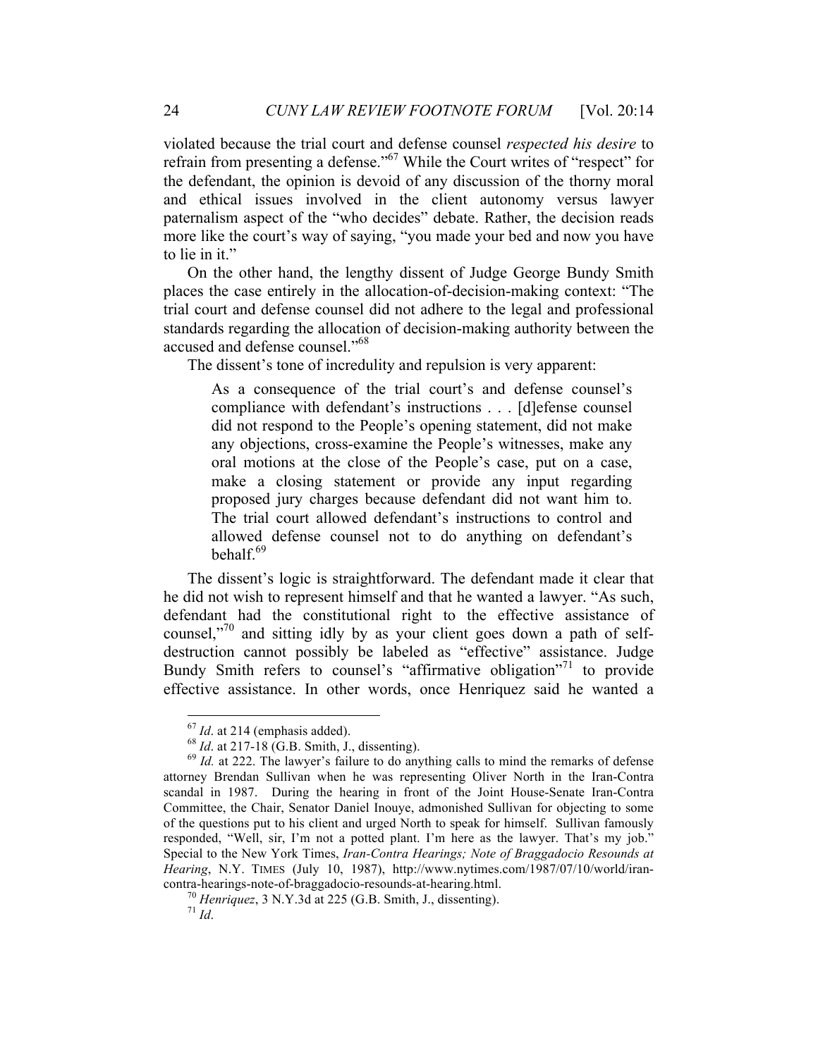violated because the trial court and defense counsel *respected his desire* to refrain from presenting a defense."[67] While the Court writes of "respect" for the defendant, the opinion is devoid of any discussion of the thorny moral and ethical issues involved in the client autonomy versus lawyer paternalism aspect of the "who decides" debate. Rather, the decision reads more like the court's way of saying, "you made your bed and now you have to lie in it."

On the other hand, the lengthy dissent of Judge George Bundy Smith places the case entirely in the allocation-of-decision-making context: "The trial court and defense counsel did not adhere to the legal and professional standards regarding the allocation of decision-making authority between the accused and defense counsel."[68]

The dissent's tone of incredulity and repulsion is very apparent:

> As a consequence of the trial court's and defense counsel's compliance with defendant's instructions . . . [d]efense counsel did not respond to the People's opening statement, did not make any objections, cross-examine the People's witnesses, make any oral motions at the close of the People's case, put on a case, make a closing statement or provide any input regarding proposed jury charges because defendant did not want him to. The trial court allowed defendant's instructions to control and allowed defense counsel not to do anything on defendant's behalf.[69]

The dissent's logic is straightforward. The defendant made it clear that he did not wish to represent himself and that he wanted a lawyer. "As such, defendant had the constitutional right to the effective assistance of counsel,"[70] and sitting idly by as your client goes down a path of self-destruction cannot possibly be labeled as "effective" assistance. Judge Bundy Smith refers to counsel's "affirmative obligation"[71] to provide effective assistance. In other words, once Henriquez said he wanted a

---

[67] *Id*. at 214 (emphasis added).

[68] *Id*. at 217-18 (G.B. Smith, J., dissenting).

[69] *Id.* at 222. The lawyer's failure to do anything calls to mind the remarks of defense attorney Brendan Sullivan when he was representing Oliver North in the Iran-Contra scandal in 1987. During the hearing in front of the Joint House-Senate Iran-Contra Committee, the Chair, Senator Daniel Inouye, admonished Sullivan for objecting to some of the questions put to his client and urged North to speak for himself. Sullivan famously responded, "Well, sir, I'm not a potted plant. I'm here as the lawyer. That's my job." Special to the New York Times, *Iran-Contra Hearings; Note of Braggadocio Resounds at Hearing*, N.Y. TIMES (July 10, 1987), http://www.nytimes.com/1987/07/10/world/iran-contra-hearings-note-of-braggadocio-resounds-at-hearing.html.

[70] *Henriquez*, 3 N.Y.3d at 225 (G.B. Smith, J., dissenting).

[71] *Id*.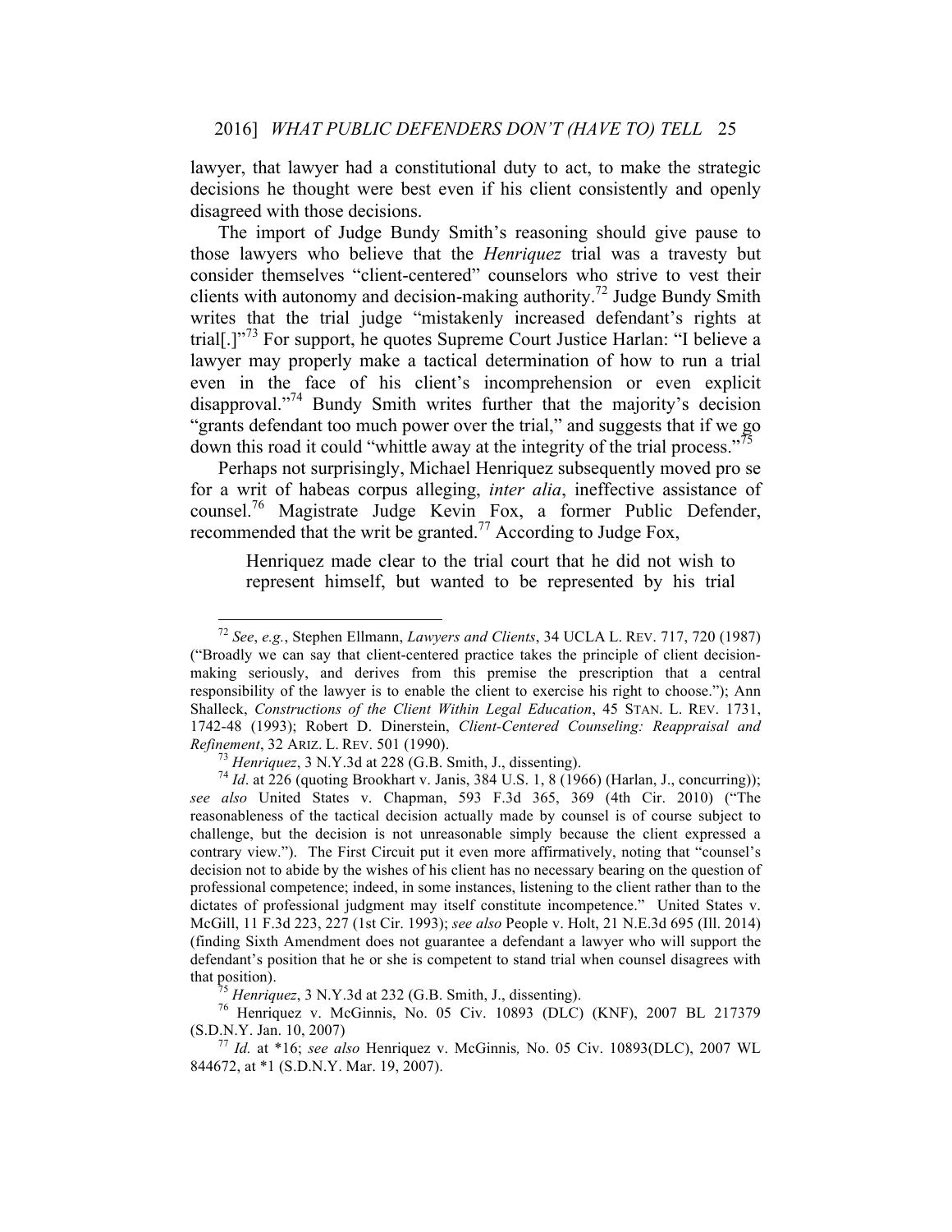lawyer, that lawyer had a constitutional duty to act, to make the strategic decisions he thought were best even if his client consistently and openly disagreed with those decisions.

The import of Judge Bundy Smith's reasoning should give pause to those lawyers who believe that the *Henriquez* trial was a travesty but consider themselves "client-centered" counselors who strive to vest their clients with autonomy and decision-making authority.[72] Judge Bundy Smith writes that the trial judge "mistakenly increased defendant's rights at trial[.]"[73] For support, he quotes Supreme Court Justice Harlan: "I believe a lawyer may properly make a tactical determination of how to run a trial even in the face of his client's incomprehension or even explicit disapproval."[74] Bundy Smith writes further that the majority's decision "grants defendant too much power over the trial," and suggests that if we go down this road it could "whittle away at the integrity of the trial process."[75]

Perhaps not surprisingly, Michael Henriquez subsequently moved pro se for a writ of habeas corpus alleging, *inter alia*, ineffective assistance of counsel.[76] Magistrate Judge Kevin Fox, a former Public Defender, recommended that the writ be granted.[77] According to Judge Fox,

> Henriquez made clear to the trial court that he did not wish to represent himself, but wanted to be represented by his trial

---

[72] *See*, *e.g.*, Stephen Ellmann, *Lawyers and Clients*, 34 UCLA L. REV. 717, 720 (1987) ("Broadly we can say that client-centered practice takes the principle of client decision-making seriously, and derives from this premise the prescription that a central responsibility of the lawyer is to enable the client to exercise his right to choose."); Ann Shalleck, *Constructions of the Client Within Legal Education*, 45 STAN. L. REV. 1731, 1742-48 (1993); Robert D. Dinerstein, *Client-Centered Counseling: Reappraisal and Refinement*, 32 ARIZ. L. REV. 501 (1990).

[73] *Henriquez*, 3 N.Y.3d at 228 (G.B. Smith, J., dissenting).

[74] *Id*. at 226 (quoting Brookhart v. Janis, 384 U.S. 1, 8 (1966) (Harlan, J., concurring)); *see also* United States v. Chapman, 593 F.3d 365, 369 (4th Cir. 2010) ("The reasonableness of the tactical decision actually made by counsel is of course subject to challenge, but the decision is not unreasonable simply because the client expressed a contrary view."). The First Circuit put it even more affirmatively, noting that "counsel's decision not to abide by the wishes of his client has no necessary bearing on the question of professional competence; indeed, in some instances, listening to the client rather than to the dictates of professional judgment may itself constitute incompetence." United States v. McGill, 11 F.3d 223, 227 (1st Cir. 1993); *see also* People v. Holt, 21 N.E.3d 695 (Ill. 2014) (finding Sixth Amendment does not guarantee a defendant a lawyer who will support the defendant's position that he or she is competent to stand trial when counsel disagrees with that position).

[75] *Henriquez*, 3 N.Y.3d at 232 (G.B. Smith, J., dissenting).

[76] Henriquez v. McGinnis, No. 05 Civ. 10893 (DLC) (KNF), 2007 BL 217379 (S.D.N.Y. Jan. 10, 2007)

[77] *Id.* at *16; *see also* Henriquez v. McGinnis*,* No. 05 Civ. 10893(DLC), 2007 WL 844672, at *1 (S.D.N.Y. Mar. 19, 2007).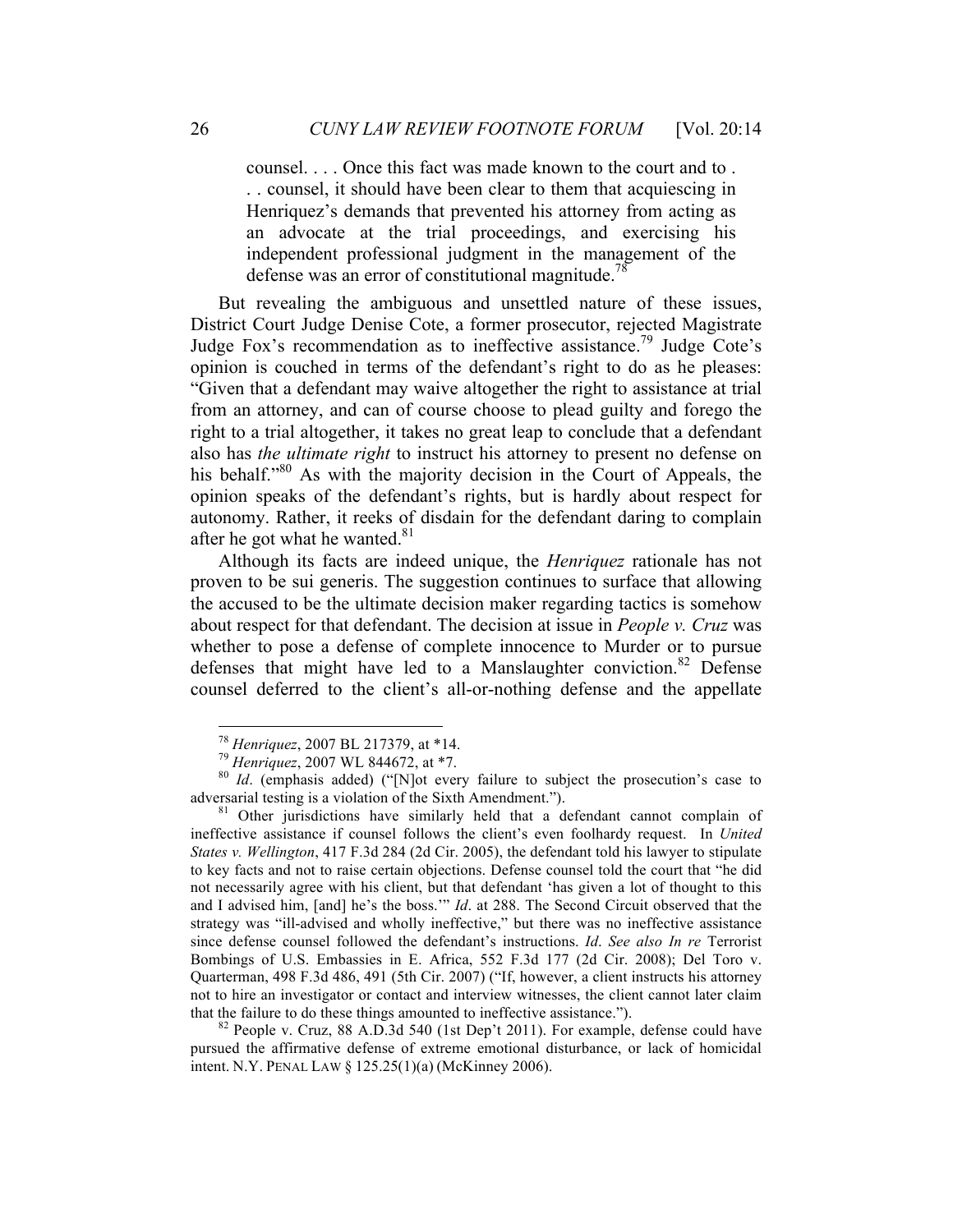> counsel. . . . Once this fact was made known to the court and to . . . counsel, it should have been clear to them that acquiescing in Henriquez's demands that prevented his attorney from acting as an advocate at the trial proceedings, and exercising his independent professional judgment in the management of the defense was an error of constitutional magnitude.[78]

But revealing the ambiguous and unsettled nature of these issues, District Court Judge Denise Cote, a former prosecutor, rejected Magistrate Judge Fox's recommendation as to ineffective assistance.[79] Judge Cote's opinion is couched in terms of the defendant's right to do as he pleases: "Given that a defendant may waive altogether the right to assistance at trial from an attorney, and can of course choose to plead guilty and forego the right to a trial altogether, it takes no great leap to conclude that a defendant also has *the ultimate right* to instruct his attorney to present no defense on his behalf."[80] As with the majority decision in the Court of Appeals, the opinion speaks of the defendant's rights, but is hardly about respect for autonomy. Rather, it reeks of disdain for the defendant daring to complain after he got what he wanted.[81]

Although its facts are indeed unique, the *Henriquez* rationale has not proven to be sui generis. The suggestion continues to surface that allowing the accused to be the ultimate decision maker regarding tactics is somehow about respect for that defendant. The decision at issue in *People v. Cruz* was whether to pose a defense of complete innocence to Murder or to pursue defenses that might have led to a Manslaughter conviction.[82] Defense counsel deferred to the client's all-or-nothing defense and the appellate

---

[78] *Henriquez*, 2007 BL 217379, at *14.

[79] *Henriquez*, 2007 WL 844672, at *7.

[80] *Id*. (emphasis added) ("[N]ot every failure to subject the prosecution's case to adversarial testing is a violation of the Sixth Amendment.").

[81] Other jurisdictions have similarly held that a defendant cannot complain of ineffective assistance if counsel follows the client's even foolhardy request. In *United States v. Wellington*, 417 F.3d 284 (2d Cir. 2005), the defendant told his lawyer to stipulate to key facts and not to raise certain objections. Defense counsel told the court that "he did not necessarily agree with his client, but that defendant 'has given a lot of thought to this and I advised him, [and] he's the boss.'" *Id*. at 288. The Second Circuit observed that the strategy was "ill-advised and wholly ineffective," but there was no ineffective assistance since defense counsel followed the defendant's instructions. *Id*. *See also In re* Terrorist Bombings of U.S. Embassies in E. Africa, 552 F.3d 177 (2d Cir. 2008); Del Toro v. Quarterman, 498 F.3d 486, 491 (5th Cir. 2007) ("If, however, a client instructs his attorney not to hire an investigator or contact and interview witnesses, the client cannot later claim that the failure to do these things amounted to ineffective assistance.").

[82] People v. Cruz, 88 A.D.3d 540 (1st Dep't 2011). For example, defense could have pursued the affirmative defense of extreme emotional disturbance, or lack of homicidal intent. N.Y. PENAL LAW § 125.25(1)(a) (McKinney 2006).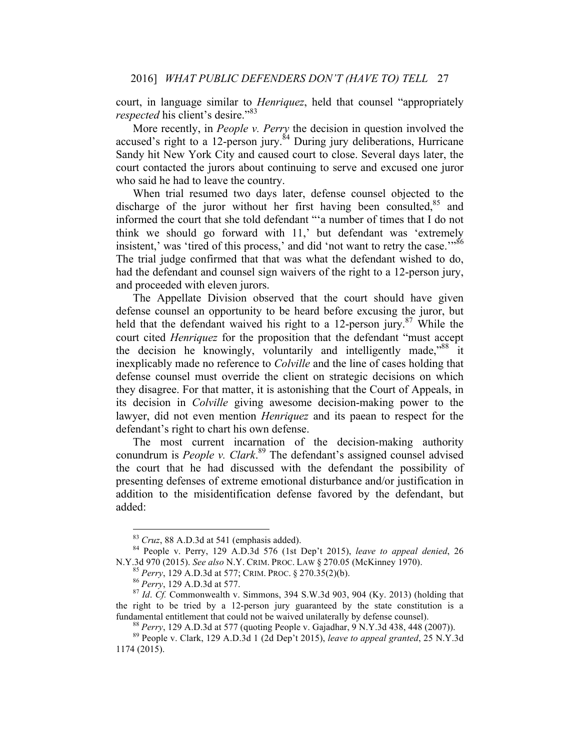court, in language similar to *Henriquez*, held that counsel "appropriately *respected* his client's desire."[83]

More recently, in *People v. Perry* the decision in question involved the accused's right to a 12-person jury.[84] During jury deliberations, Hurricane Sandy hit New York City and caused court to close. Several days later, the court contacted the jurors about continuing to serve and excused one juror who said he had to leave the country.

When trial resumed two days later, defense counsel objected to the discharge of the juror without her first having been consulted,[85] and informed the court that she told defendant "'a number of times that I do not think we should go forward with 11,' but defendant was 'extremely insistent,' was 'tired of this process,' and did 'not want to retry the case.'"[86] The trial judge confirmed that that was what the defendant wished to do, had the defendant and counsel sign waivers of the right to a 12-person jury, and proceeded with eleven jurors.

The Appellate Division observed that the court should have given defense counsel an opportunity to be heard before excusing the juror, but held that the defendant waived his right to a 12-person jury.[87] While the court cited *Henriquez* for the proposition that the defendant "must accept the decision he knowingly, voluntarily and intelligently made,"[88] it inexplicably made no reference to *Colville* and the line of cases holding that defense counsel must override the client on strategic decisions on which they disagree. For that matter, it is astonishing that the Court of Appeals, in its decision in *Colville* giving awesome decision-making power to the lawyer, did not even mention *Henriquez* and its paean to respect for the defendant's right to chart his own defense.

The most current incarnation of the decision-making authority conundrum is *People v. Clark*.[89] The defendant's assigned counsel advised the court that he had discussed with the defendant the possibility of presenting defenses of extreme emotional disturbance and/or justification in addition to the misidentification defense favored by the defendant, but added:

---

[83] *Cruz*, 88 A.D.3d at 541 (emphasis added).

[84] People v. Perry, 129 A.D.3d 576 (1st Dep't 2015), *leave to appeal denied*, 26 N.Y.3d 970 (2015). *See also* N.Y. CRIM. PROC. LAW § 270.05 (McKinney 1970).

[85] *Perry*, 129 A.D.3d at 577; CRIM. PROC. § 270.35(2)(b).

[86] *Perry*, 129 A.D.3d at 577.

[87] *Id*. *Cf.* Commonwealth v. Simmons, 394 S.W.3d 903, 904 (Ky. 2013) (holding that the right to be tried by a 12-person jury guaranteed by the state constitution is a fundamental entitlement that could not be waived unilaterally by defense counsel).

[88] *Perry*, 129 A.D.3d at 577 (quoting People v. Gajadhar, 9 N.Y.3d 438, 448 (2007)).

[89] People v. Clark, 129 A.D.3d 1 (2d Dep't 2015), *leave to appeal granted*, 25 N.Y.3d 1174 (2015).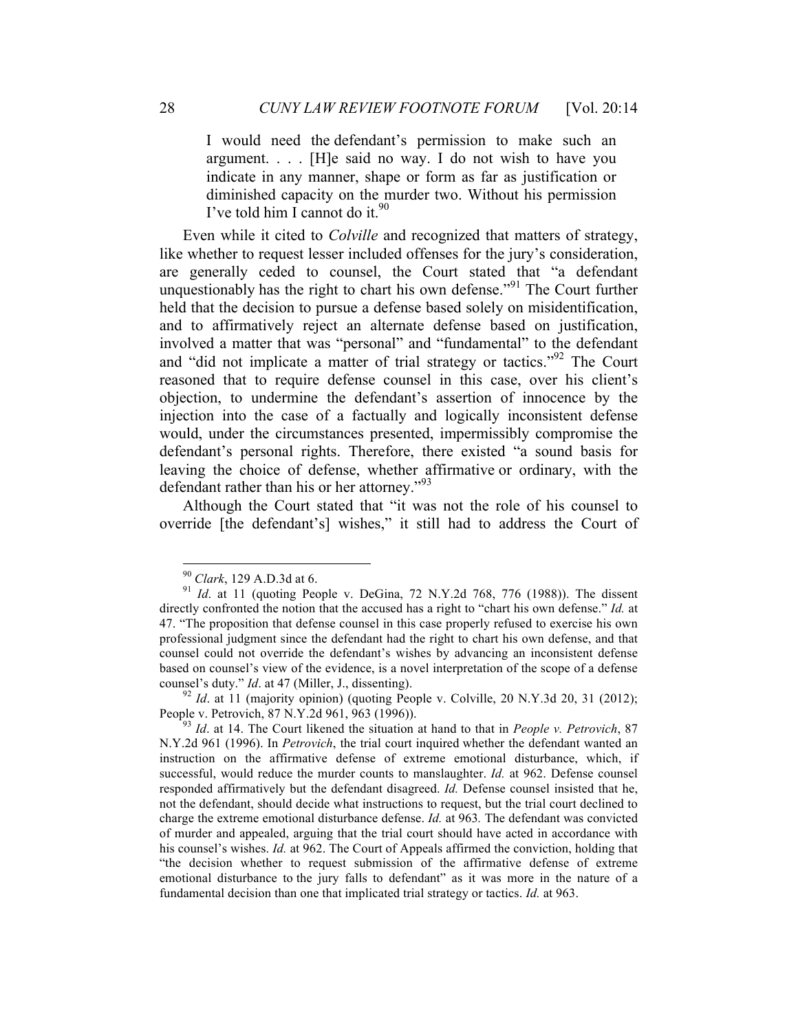> I would need the defendant's permission to make such an argument. . . . [H]e said no way. I do not wish to have you indicate in any manner, shape or form as far as justification or diminished capacity on the murder two. Without his permission I've told him I cannot do it.[90]

Even while it cited to *Colville* and recognized that matters of strategy, like whether to request lesser included offenses for the jury's consideration, are generally ceded to counsel, the Court stated that "a defendant unquestionably has the right to chart his own defense."[91] The Court further held that the decision to pursue a defense based solely on misidentification, and to affirmatively reject an alternate defense based on justification, involved a matter that was "personal" and "fundamental" to the defendant and "did not implicate a matter of trial strategy or tactics."[92] The Court reasoned that to require defense counsel in this case, over his client's objection, to undermine the defendant's assertion of innocence by the injection into the case of a factually and logically inconsistent defense would, under the circumstances presented, impermissibly compromise the defendant's personal rights. Therefore, there existed "a sound basis for leaving the choice of defense, whether affirmative or ordinary, with the defendant rather than his or her attorney."[93]

Although the Court stated that "it was not the role of his counsel to override [the defendant's] wishes," it still had to address the Court of

---

[90] *Clark*, 129 A.D.3d at 6.

[91] *Id*. at 11 (quoting People v. DeGina, 72 N.Y.2d 768, 776 (1988)). The dissent directly confronted the notion that the accused has a right to "chart his own defense." *Id.* at 47. "The proposition that defense counsel in this case properly refused to exercise his own professional judgment since the defendant had the right to chart his own defense, and that counsel could not override the defendant's wishes by advancing an inconsistent defense based on counsel's view of the evidence, is a novel interpretation of the scope of a defense counsel's duty." *Id*. at 47 (Miller, J., dissenting).

[92] *Id*. at 11 (majority opinion) (quoting People v. Colville, 20 N.Y.3d 20, 31 (2012); People v. Petrovich, 87 N.Y.2d 961, 963 (1996)).

[93] *Id*. at 14. The Court likened the situation at hand to that in *People v. Petrovich*, 87 N.Y.2d 961 (1996). In *Petrovich*, the trial court inquired whether the defendant wanted an instruction on the affirmative defense of extreme emotional disturbance, which, if successful, would reduce the murder counts to manslaughter. *Id.* at 962. Defense counsel responded affirmatively but the defendant disagreed. *Id.* Defense counsel insisted that he, not the defendant, should decide what instructions to request, but the trial court declined to charge the extreme emotional disturbance defense. *Id.* at 963*.* The defendant was convicted of murder and appealed, arguing that the trial court should have acted in accordance with his counsel's wishes. *Id.* at 962. The Court of Appeals affirmed the conviction, holding that "the decision whether to request submission of the affirmative defense of extreme emotional disturbance to the jury falls to defendant" as it was more in the nature of a fundamental decision than one that implicated trial strategy or tactics. *Id.* at 963.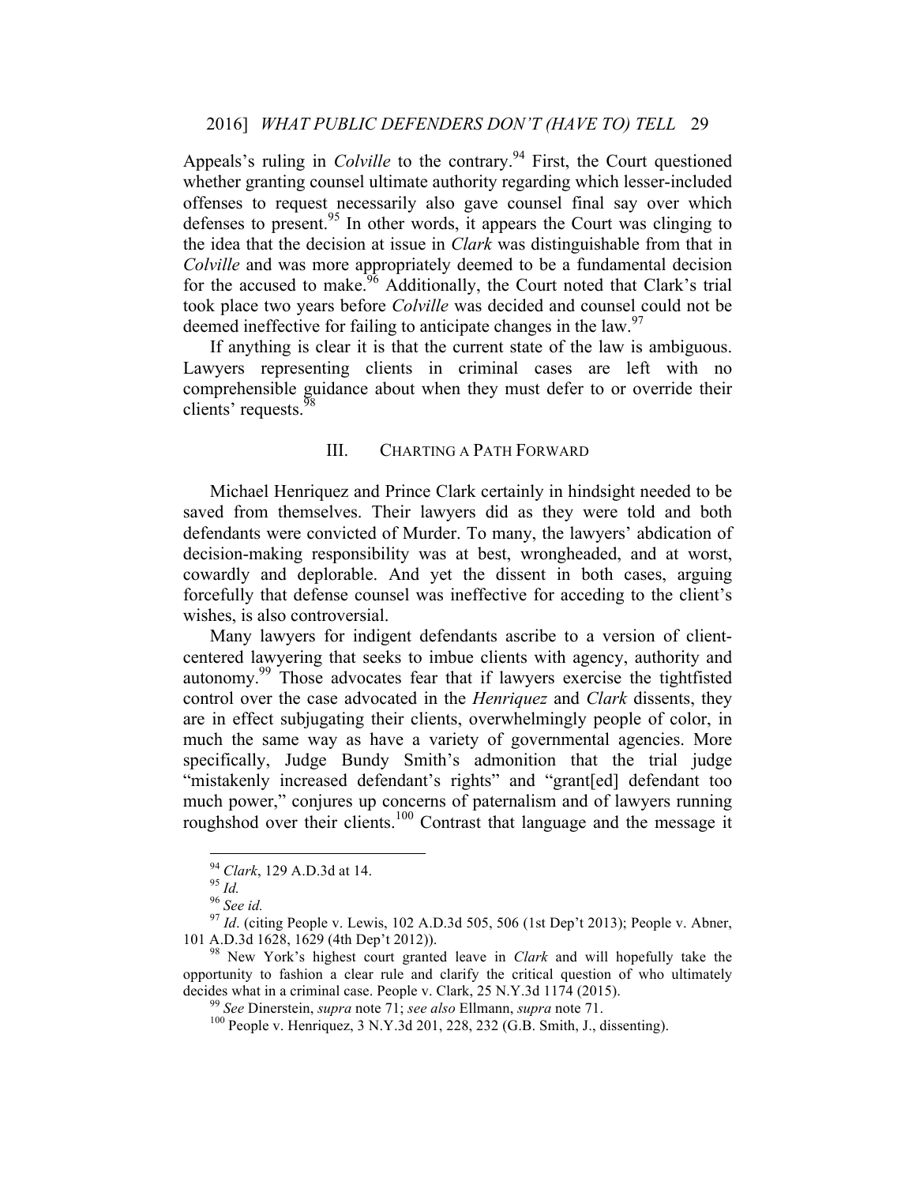Appeals's ruling in *Colville* to the contrary.[94] First, the Court questioned whether granting counsel ultimate authority regarding which lesser-included offenses to request necessarily also gave counsel final say over which defenses to present.[95] In other words, it appears the Court was clinging to the idea that the decision at issue in *Clark* was distinguishable from that in *Colville* and was more appropriately deemed to be a fundamental decision for the accused to make.[96] Additionally, the Court noted that Clark's trial took place two years before *Colville* was decided and counsel could not be deemed ineffective for failing to anticipate changes in the law.[97]

If anything is clear it is that the current state of the law is ambiguous. Lawyers representing clients in criminal cases are left with no comprehensible guidance about when they must defer to or override their clients' requests.[98]

## III. CHARTING A PATH FORWARD

Michael Henriquez and Prince Clark certainly in hindsight needed to be saved from themselves. Their lawyers did as they were told and both defendants were convicted of Murder. To many, the lawyers' abdication of decision-making responsibility was at best, wrongheaded, and at worst, cowardly and deplorable. And yet the dissent in both cases, arguing forcefully that defense counsel was ineffective for acceding to the client's wishes, is also controversial.

Many lawyers for indigent defendants ascribe to a version of client-centered lawyering that seeks to imbue clients with agency, authority and autonomy.[99] Those advocates fear that if lawyers exercise the tightfisted control over the case advocated in the *Henriquez* and *Clark* dissents, they are in effect subjugating their clients, overwhelmingly people of color, in much the same way as have a variety of governmental agencies. More specifically, Judge Bundy Smith's admonition that the trial judge "mistakenly increased defendant's rights" and "grant[ed] defendant too much power," conjures up concerns of paternalism and of lawyers running roughshod over their clients.[100] Contrast that language and the message it

---

[94] *Clark*, 129 A.D.3d at 14.

[95] *Id.*

[96] *See id.*

[97] *Id*. (citing People v. Lewis, 102 A.D.3d 505, 506 (1st Dep't 2013); People v. Abner, 101 A.D.3d 1628, 1629 (4th Dep't 2012)).

[98] New York's highest court granted leave in *Clark* and will hopefully take the opportunity to fashion a clear rule and clarify the critical question of who ultimately decides what in a criminal case. People v. Clark, 25 N.Y.3d 1174 (2015).

[99] *See* Dinerstein, *supra* note 71; *see also* Ellmann, *supra* note 71.

[100] People v. Henriquez, 3 N.Y.3d 201, 228, 232 (G.B. Smith, J., dissenting).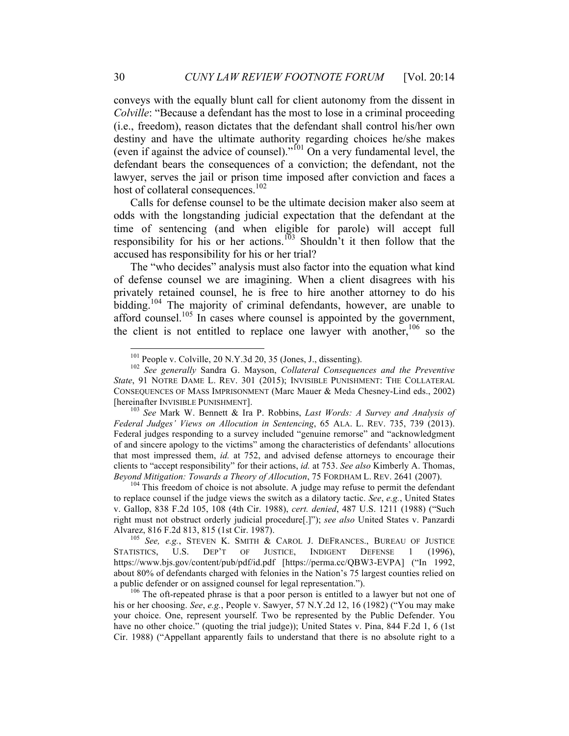conveys with the equally blunt call for client autonomy from the dissent in *Colville*: "Because a defendant has the most to lose in a criminal proceeding (i.e., freedom), reason dictates that the defendant shall control his/her own destiny and have the ultimate authority regarding choices he/she makes (even if against the advice of counsel)."[101] On a very fundamental level, the defendant bears the consequences of a conviction; the defendant, not the lawyer, serves the jail or prison time imposed after conviction and faces a host of collateral consequences.[102]

Calls for defense counsel to be the ultimate decision maker also seem at odds with the longstanding judicial expectation that the defendant at the time of sentencing (and when eligible for parole) will accept full responsibility for his or her actions.[103] Shouldn't it then follow that the accused has responsibility for his or her trial?

The "who decides" analysis must also factor into the equation what kind of defense counsel we are imagining. When a client disagrees with his privately retained counsel, he is free to hire another attorney to do his bidding.[104] The majority of criminal defendants, however, are unable to afford counsel.[105] In cases where counsel is appointed by the government, the client is not entitled to replace one lawyer with another,[106] so the

---

[101] People v. Colville, 20 N.Y.3d 20, 35 (Jones, J., dissenting).

[102] *See generally* Sandra G. Mayson, *Collateral Consequences and the Preventive State*, 91 NOTRE DAME L. REV. 301 (2015); INVISIBLE PUNISHMENT: THE COLLATERAL CONSEQUENCES OF MASS IMPRISONMENT (Marc Mauer & Meda Chesney-Lind eds., 2002) [hereinafter INVISIBLE PUNISHMENT].

[103] *See* Mark W. Bennett & Ira P. Robbins, *Last Words: A Survey and Analysis of Federal Judges' Views on Allocution in Sentencing*, 65 ALA. L. REV. 735, 739 (2013). Federal judges responding to a survey included "genuine remorse" and "acknowledgment of and sincere apology to the victims" among the characteristics of defendants' allocutions that most impressed them, *id.* at 752, and advised defense attorneys to encourage their clients to "accept responsibility" for their actions, *id.* at 753. *See also* Kimberly A. Thomas, *Beyond Mitigation: Towards a Theory of Allocution*, 75 FORDHAM L. REV. 2641 (2007).

[104] This freedom of choice is not absolute. A judge may refuse to permit the defendant to replace counsel if the judge views the switch as a dilatory tactic. *See*, *e.g.*, United States v. Gallop, 838 F.2d 105, 108 (4th Cir. 1988), *cert. denied*, 487 U.S. 1211 (1988) ("Such right must not obstruct orderly judicial procedure[.]"); *see also* United States v. Panzardi Alvarez, 816 F.2d 813, 815 (1st Cir. 1987).

[105] *See, e.g.*, STEVEN K. SMITH & CAROL J. DEFRANCES., BUREAU OF JUSTICE STATISTICS, U.S. DEP'T OF JUSTICE, INDIGENT DEFENSE 1 (1996), https://www.bjs.gov/content/pub/pdf/id.pdf [https://perma.cc/QBW3-EVPA] ("In 1992, about 80% of defendants charged with felonies in the Nation's 75 largest counties relied on a public defender or on assigned counsel for legal representation.").

[106] The oft-repeated phrase is that a poor person is entitled to a lawyer but not one of his or her choosing. *See*, *e.g.*, People v. Sawyer, 57 N.Y.2d 12, 16 (1982) ("You may make your choice. One, represent yourself. Two be represented by the Public Defender. You have no other choice." (quoting the trial judge)); United States v. Pina, 844 F.2d 1, 6 (1st Cir. 1988) ("Appellant apparently fails to understand that there is no absolute right to a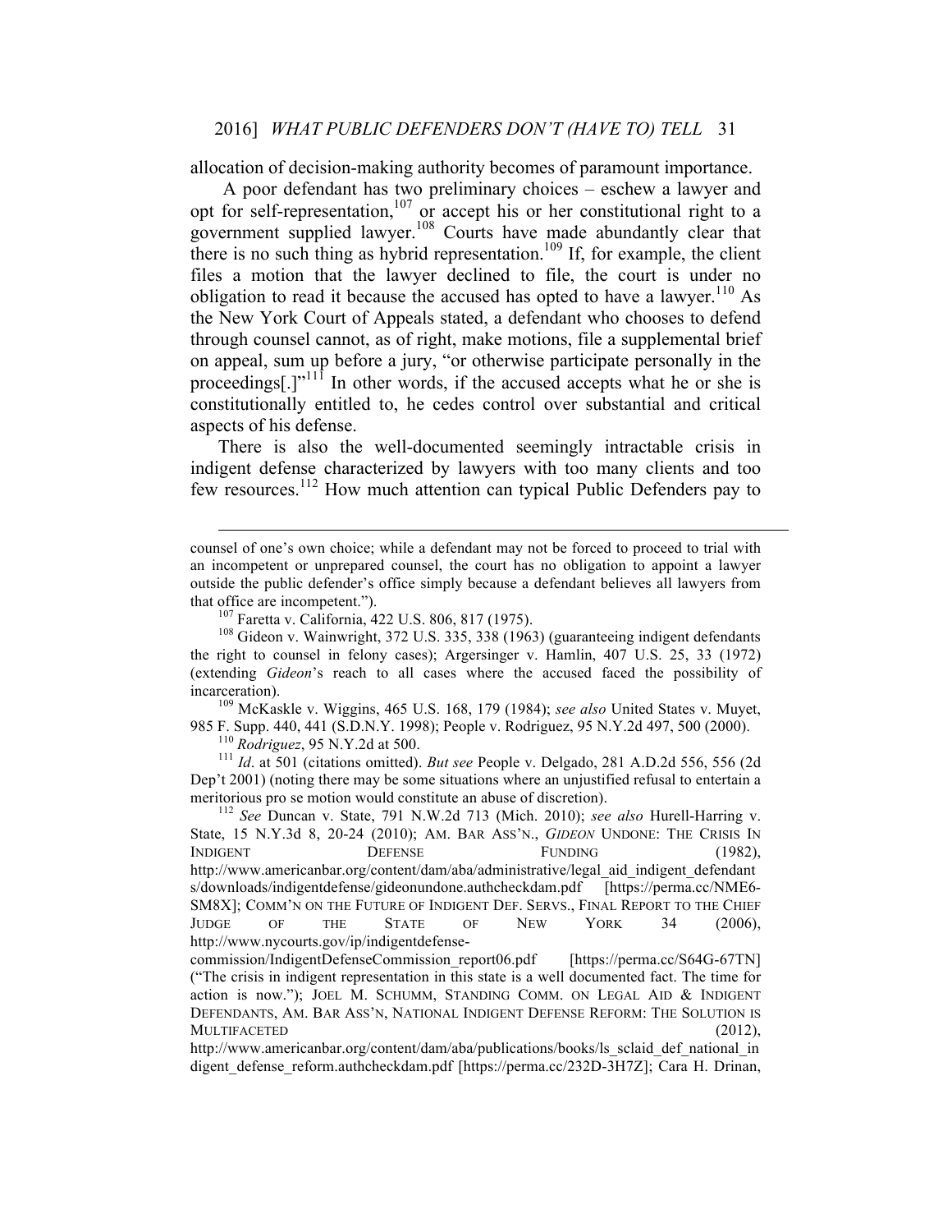allocation of decision-making authority becomes of paramount importance.

A poor defendant has two preliminary choices – eschew a lawyer and opt for self-representation,[107] or accept his or her constitutional right to a government supplied lawyer.[108] Courts have made abundantly clear that there is no such thing as hybrid representation.[109] If, for example, the client files a motion that the lawyer declined to file, the court is under no obligation to read it because the accused has opted to have a lawyer.[110] As the New York Court of Appeals stated, a defendant who chooses to defend through counsel cannot, as of right, make motions, file a supplemental brief on appeal, sum up before a jury, "or otherwise participate personally in the proceedings[.]"[111] In other words, if the accused accepts what he or she is constitutionally entitled to, he cedes control over substantial and critical aspects of his defense.

There is also the well-documented seemingly intractable crisis in indigent defense characterized by lawyers with too many clients and too few resources.[112] How much attention can typical Public Defenders pay to

---

counsel of one's own choice; while a defendant may not be forced to proceed to trial with an incompetent or unprepared counsel, the court has no obligation to appoint a lawyer outside the public defender's office simply because a defendant believes all lawyers from that office are incompetent.").

[107] Faretta v. California, 422 U.S. 806, 817 (1975).

[108] Gideon v. Wainwright, 372 U.S. 335, 338 (1963) (guaranteeing indigent defendants the right to counsel in felony cases); Argersinger v. Hamlin, 407 U.S. 25, 33 (1972) (extending *Gideon*'s reach to all cases where the accused faced the possibility of incarceration).

[109] McKaskle v. Wiggins, 465 U.S. 168, 179 (1984); *see also* United States v. Muyet, 985 F. Supp. 440, 441 (S.D.N.Y. 1998); People v. Rodriguez, 95 N.Y.2d 497, 500 (2000).

[110] *Rodriguez*, 95 N.Y.2d at 500.

[111] *Id*. at 501 (citations omitted). *But see* People v. Delgado, 281 A.D.2d 556, 556 (2d Dep't 2001) (noting there may be some situations where an unjustified refusal to entertain a meritorious pro se motion would constitute an abuse of discretion).

[112] *See* Duncan v. State, 791 N.W.2d 713 (Mich. 2010); *see also* Hurell-Harring v. State, 15 N.Y.3d 8, 20-24 (2010); AM. BAR ASS'N., *GIDEON* UNDONE: THE CRISIS IN INDIGENT DEFENSE FUNDING (1982), http://www.americanbar.org/content/dam/aba/administrative/legal_aid_indigent_defendants/downloads/indigentdefense/gideonundone.authcheckdam.pdf [https://perma.cc/NME6-SM8X]; COMM'N ON THE FUTURE OF INDIGENT DEF. SERVS., FINAL REPORT TO THE CHIEF JUDGE OF THE STATE OF NEW YORK 34 (2006), http://www.nycourts.gov/ip/indigentdefense-commission/IndigentDefenseCommission_report06.pdf [https://perma.cc/S64G-67TN] ("The crisis in indigent representation in this state is a well documented fact. The time for action is now."); JOEL M. SCHUMM, STANDING COMM. ON LEGAL AID & INDIGENT DEFENDANTS, AM. BAR ASS'N, NATIONAL INDIGENT DEFENSE REFORM: THE SOLUTION IS MULTIFACETED (2012), http://www.americanbar.org/content/dam/aba/publications/books/ls_sclaid_def_national_indigent_defense_reform.authcheckdam.pdf [https://perma.cc/232D-3H7Z]; Cara H. Drinan,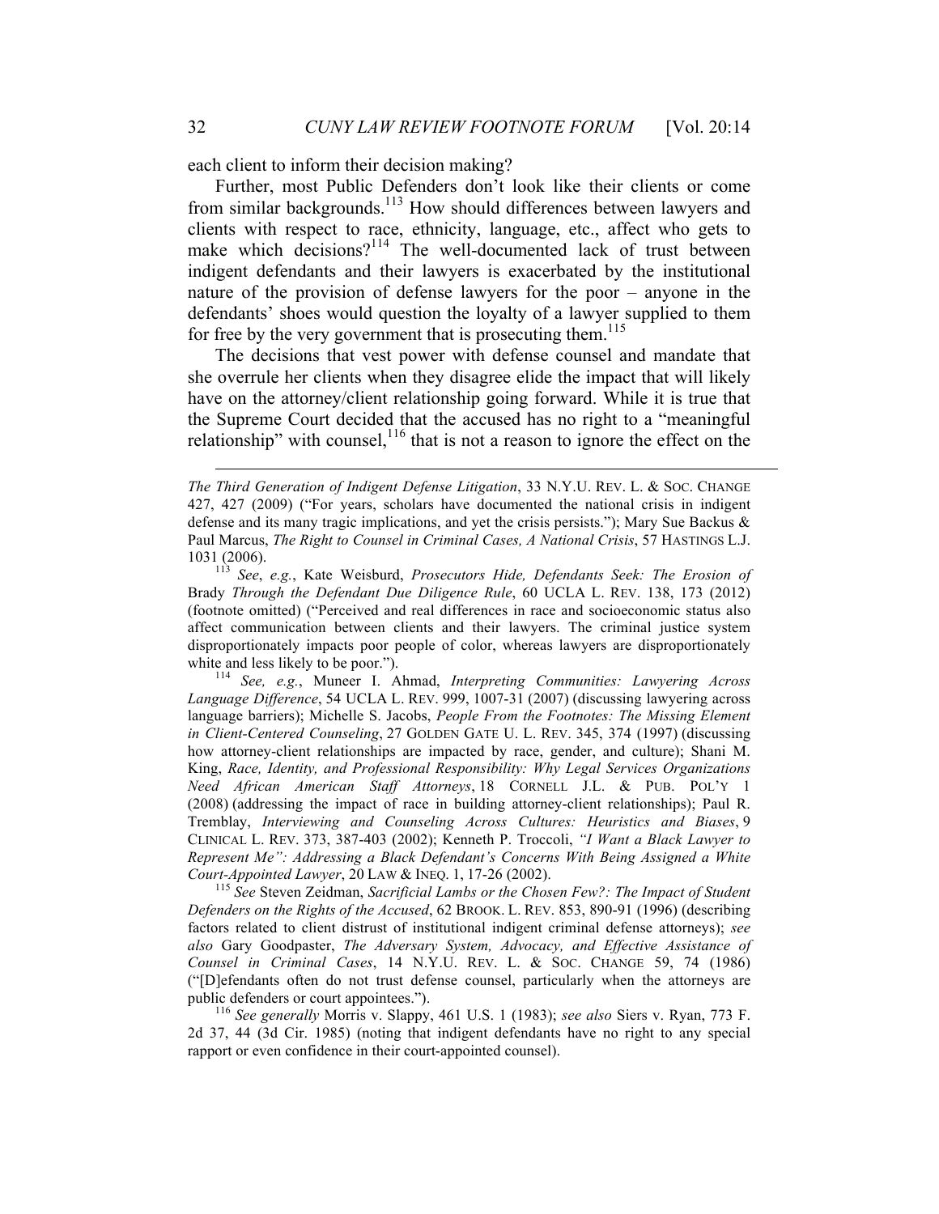each client to inform their decision making?

Further, most Public Defenders don't look like their clients or come from similar backgrounds.[113] How should differences between lawyers and clients with respect to race, ethnicity, language, etc., affect who gets to make which decisions?[114] The well-documented lack of trust between indigent defendants and their lawyers is exacerbated by the institutional nature of the provision of defense lawyers for the poor – anyone in the defendants' shoes would question the loyalty of a lawyer supplied to them for free by the very government that is prosecuting them.[115]

The decisions that vest power with defense counsel and mandate that she overrule her clients when they disagree elide the impact that will likely have on the attorney/client relationship going forward. While it is true that the Supreme Court decided that the accused has no right to a "meaningful relationship" with counsel,[116] that is not a reason to ignore the effect on the

---

*The Third Generation of Indigent Defense Litigation*, 33 N.Y.U. REV. L. & SOC. CHANGE 427, 427 (2009) ("For years, scholars have documented the national crisis in indigent defense and its many tragic implications, and yet the crisis persists."); Mary Sue Backus & Paul Marcus, *The Right to Counsel in Criminal Cases, A National Crisis*, 57 HASTINGS L.J. 1031 (2006).

[113] *See*, *e.g.*, Kate Weisburd, *Prosecutors Hide, Defendants Seek: The Erosion of* Brady *Through the Defendant Due Diligence Rule*, 60 UCLA L. REV. 138, 173 (2012) (footnote omitted) ("Perceived and real differences in race and socioeconomic status also affect communication between clients and their lawyers. The criminal justice system disproportionately impacts poor people of color, whereas lawyers are disproportionately white and less likely to be poor.").

[114] *See, e.g.*, Muneer I. Ahmad, *Interpreting Communities: Lawyering Across Language Difference*, 54 UCLA L. REV. 999, 1007-31 (2007) (discussing lawyering across language barriers); Michelle S. Jacobs, *People From the Footnotes: The Missing Element in Client-Centered Counseling*, 27 GOLDEN GATE U. L. REV. 345, 374 (1997) (discussing how attorney-client relationships are impacted by race, gender, and culture); Shani M. King, *Race, Identity, and Professional Responsibility: Why Legal Services Organizations Need African American Staff Attorneys*, 18 CORNELL J.L. & PUB. POL'Y 1 (2008) (addressing the impact of race in building attorney-client relationships); Paul R. Tremblay, *Interviewing and Counseling Across Cultures: Heuristics and Biases*, 9 CLINICAL L. REV. 373, 387-403 (2002); Kenneth P. Troccoli, *"I Want a Black Lawyer to Represent Me": Addressing a Black Defendant's Concerns With Being Assigned a White Court-Appointed Lawyer*, 20 LAW & INEQ. 1, 17-26 (2002).

[115] *See* Steven Zeidman, *Sacrificial Lambs or the Chosen Few?: The Impact of Student Defenders on the Rights of the Accused*, 62 BROOK. L. REV. 853, 890-91 (1996) (describing factors related to client distrust of institutional indigent criminal defense attorneys); *see also* Gary Goodpaster, *The Adversary System, Advocacy, and Effective Assistance of Counsel in Criminal Cases*, 14 N.Y.U. REV. L. & SOC. CHANGE 59, 74 (1986) ("[D]efendants often do not trust defense counsel, particularly when the attorneys are public defenders or court appointees.").

[116] *See generally* Morris v. Slappy, 461 U.S. 1 (1983); *see also* Siers v. Ryan, 773 F. 2d 37, 44 (3d Cir. 1985) (noting that indigent defendants have no right to any special rapport or even confidence in their court-appointed counsel).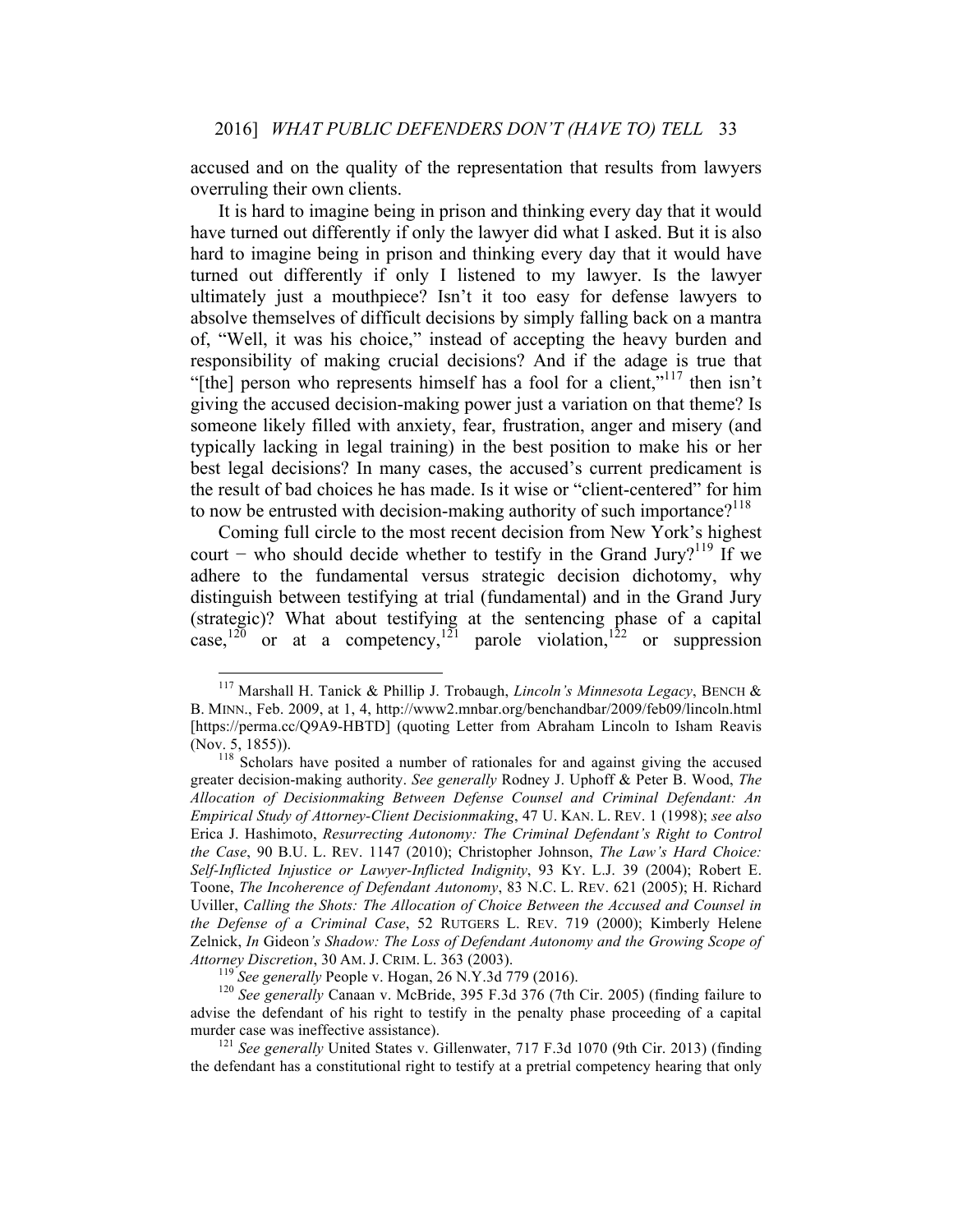accused and on the quality of the representation that results from lawyers overruling their own clients.

It is hard to imagine being in prison and thinking every day that it would have turned out differently if only the lawyer did what I asked. But it is also hard to imagine being in prison and thinking every day that it would have turned out differently if only I listened to my lawyer. Is the lawyer ultimately just a mouthpiece? Isn't it too easy for defense lawyers to absolve themselves of difficult decisions by simply falling back on a mantra of, "Well, it was his choice," instead of accepting the heavy burden and responsibility of making crucial decisions? And if the adage is true that "[the] person who represents himself has a fool for a client,"[117] then isn't giving the accused decision-making power just a variation on that theme? Is someone likely filled with anxiety, fear, frustration, anger and misery (and typically lacking in legal training) in the best position to make his or her best legal decisions? In many cases, the accused's current predicament is the result of bad choices he has made. Is it wise or "client-centered" for him to now be entrusted with decision-making authority of such importance?[118]

Coming full circle to the most recent decision from New York's highest court − who should decide whether to testify in the Grand Jury?[119] If we adhere to the fundamental versus strategic decision dichotomy, why distinguish between testifying at trial (fundamental) and in the Grand Jury (strategic)? What about testifying at the sentencing phase of a capital case,[120] or at a competency,[121] parole violation,[122] or suppression

---

[117] Marshall H. Tanick & Phillip J. Trobaugh, *Lincoln's Minnesota Legacy*, BENCH & B. MINN., Feb. 2009, at 1, 4, http://www2.mnbar.org/benchandbar/2009/feb09/lincoln.html [https://perma.cc/Q9A9-HBTD] (quoting Letter from Abraham Lincoln to Isham Reavis (Nov. 5, 1855)).

[118] Scholars have posited a number of rationales for and against giving the accused greater decision-making authority. *See generally* Rodney J. Uphoff & Peter B. Wood, *The Allocation of Decisionmaking Between Defense Counsel and Criminal Defendant: An Empirical Study of Attorney-Client Decisionmaking*, 47 U. KAN. L. REV. 1 (1998); *see also* Erica J. Hashimoto, *Resurrecting Autonomy: The Criminal Defendant's Right to Control the Case*, 90 B.U. L. REV. 1147 (2010); Christopher Johnson, *The Law's Hard Choice: Self-Inflicted Injustice or Lawyer-Inflicted Indignity*, 93 KY. L.J. 39 (2004); Robert E. Toone, *The Incoherence of Defendant Autonomy*, 83 N.C. L. REV. 621 (2005); H. Richard Uviller, *Calling the Shots: The Allocation of Choice Between the Accused and Counsel in the Defense of a Criminal Case*, 52 RUTGERS L. REV. 719 (2000); Kimberly Helene Zelnick, *In* Gideon*'s Shadow: The Loss of Defendant Autonomy and the Growing Scope of Attorney Discretion*, 30 AM. J. CRIM. L. 363 (2003).

[119] *See generally* People v. Hogan, 26 N.Y.3d 779 (2016).

[120] *See generally* Canaan v. McBride, 395 F.3d 376 (7th Cir. 2005) (finding failure to advise the defendant of his right to testify in the penalty phase proceeding of a capital murder case was ineffective assistance).

[121] *See generally* United States v. Gillenwater, 717 F.3d 1070 (9th Cir. 2013) (finding the defendant has a constitutional right to testify at a pretrial competency hearing that only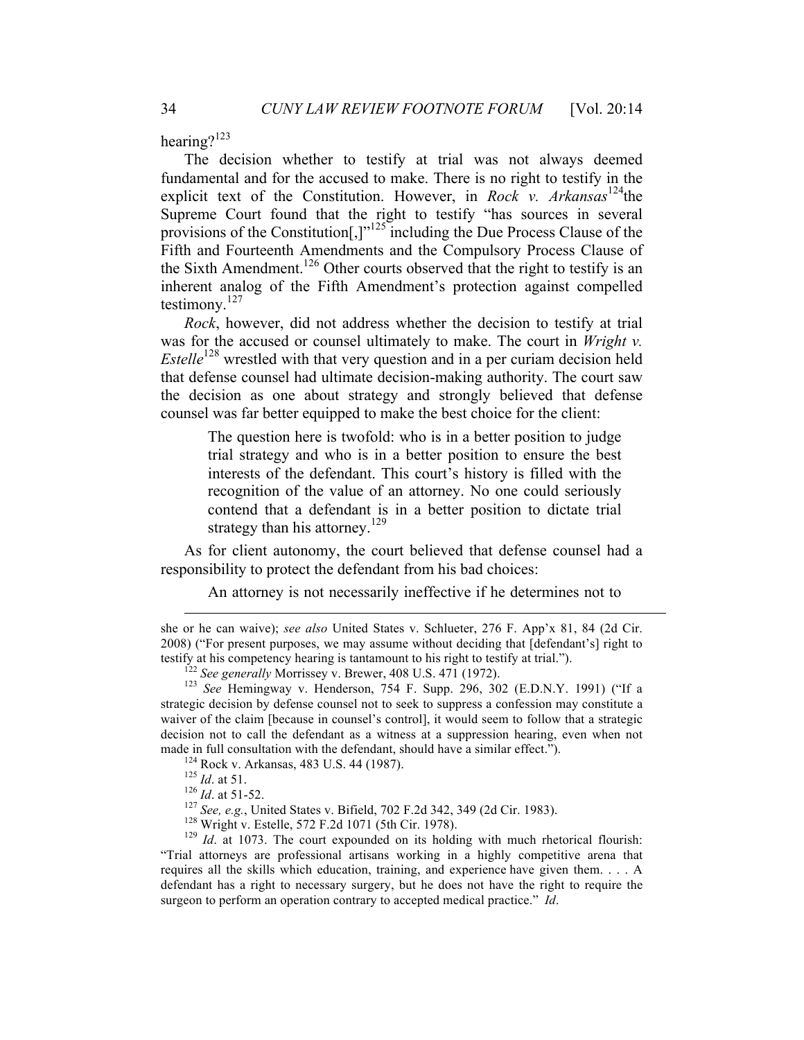hearing?[123]

The decision whether to testify at trial was not always deemed fundamental and for the accused to make. There is no right to testify in the explicit text of the Constitution. However, in *Rock v. Arkansas*[124] the Supreme Court found that the right to testify "has sources in several provisions of the Constitution[,]"[125] including the Due Process Clause of the Fifth and Fourteenth Amendments and the Compulsory Process Clause of the Sixth Amendment.[126] Other courts observed that the right to testify is an inherent analog of the Fifth Amendment's protection against compelled testimony.[127]

*Rock*, however, did not address whether the decision to testify at trial was for the accused or counsel ultimately to make. The court in *Wright v. Estelle*[128] wrestled with that very question and in a per curiam decision held that defense counsel had ultimate decision-making authority. The court saw the decision as one about strategy and strongly believed that defense counsel was far better equipped to make the best choice for the client:

> The question here is twofold: who is in a better position to judge trial strategy and who is in a better position to ensure the best interests of the defendant. This court's history is filled with the recognition of the value of an attorney. No one could seriously contend that a defendant is in a better position to dictate trial strategy than his attorney.[129]

As for client autonomy, the court believed that defense counsel had a responsibility to protect the defendant from his bad choices:

> An attorney is not necessarily ineffective if he determines not to

---

she or he can waive); *see also* United States v. Schlueter, 276 F. App'x 81, 84 (2d Cir. 2008) ("For present purposes, we may assume without deciding that [defendant's] right to testify at his competency hearing is tantamount to his right to testify at trial.").

[122] *See generally* Morrissey v. Brewer, 408 U.S. 471 (1972).

[123] *See* Hemingway v. Henderson, 754 F. Supp. 296, 302 (E.D.N.Y. 1991) ("If a strategic decision by defense counsel not to seek to suppress a confession may constitute a waiver of the claim [because in counsel's control], it would seem to follow that a strategic decision not to call the defendant as a witness at a suppression hearing, even when not made in full consultation with the defendant, should have a similar effect.").

[124] Rock v. Arkansas, 483 U.S. 44 (1987).

[125] *Id*. at 51.

[126] *Id*. at 51-52.

[127] *See, e.g.*, United States v. Bifield, 702 F.2d 342, 349 (2d Cir. 1983).

[128] Wright v. Estelle, 572 F.2d 1071 (5th Cir. 1978).

[129] *Id*. at 1073. The court expounded on its holding with much rhetorical flourish: "Trial attorneys are professional artisans working in a highly competitive arena that requires all the skills which education, training, and experience have given them. . . . A defendant has a right to necessary surgery, but he does not have the right to require the surgeon to perform an operation contrary to accepted medical practice." *Id*.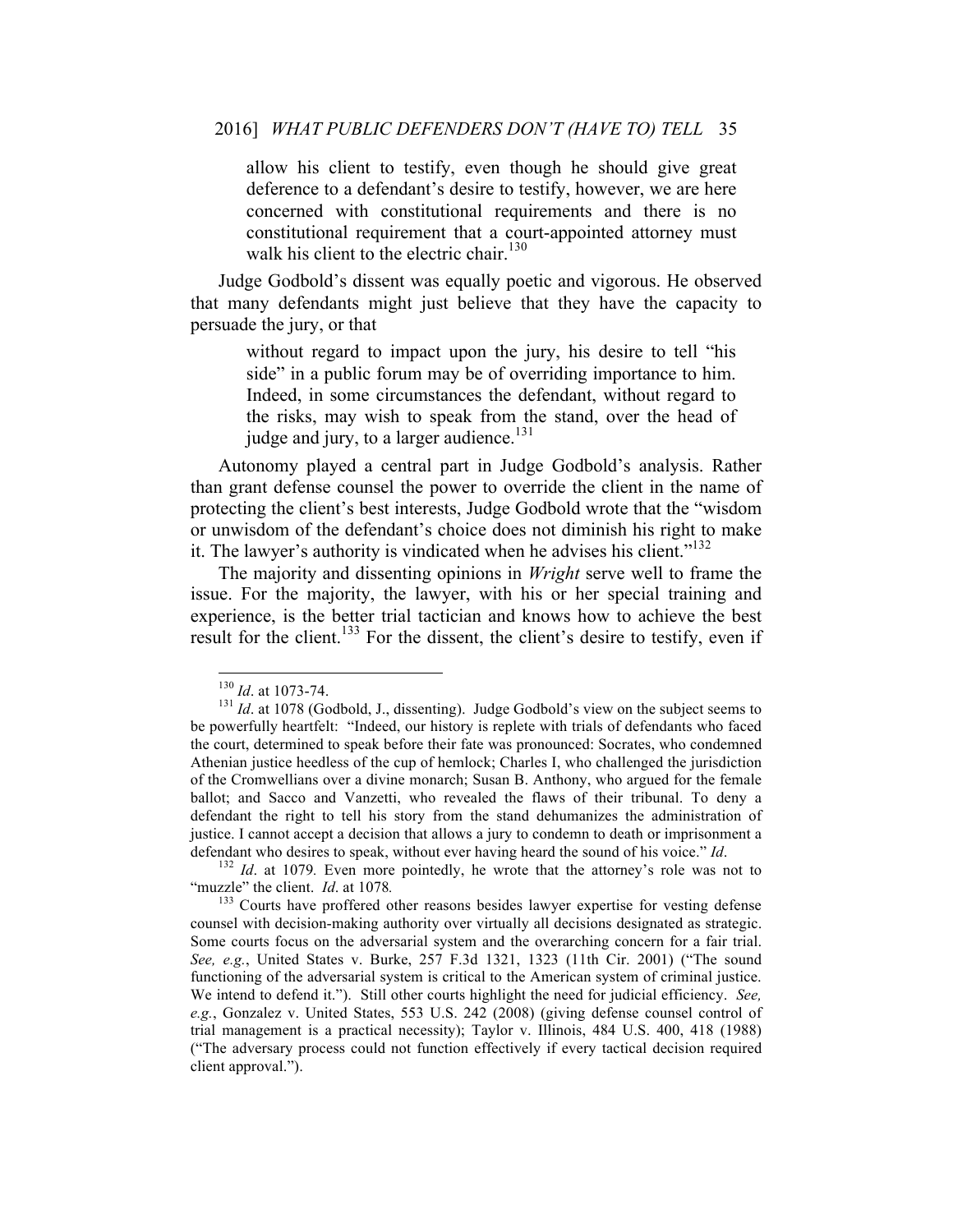> allow his client to testify, even though he should give great deference to a defendant's desire to testify, however, we are here concerned with constitutional requirements and there is no constitutional requirement that a court-appointed attorney must walk his client to the electric chair.[130]

Judge Godbold's dissent was equally poetic and vigorous. He observed that many defendants might just believe that they have the capacity to persuade the jury, or that

> without regard to impact upon the jury, his desire to tell "his side" in a public forum may be of overriding importance to him. Indeed, in some circumstances the defendant, without regard to the risks, may wish to speak from the stand, over the head of judge and jury, to a larger audience.[131]

Autonomy played a central part in Judge Godbold's analysis. Rather than grant defense counsel the power to override the client in the name of protecting the client's best interests, Judge Godbold wrote that the "wisdom or unwisdom of the defendant's choice does not diminish his right to make it. The lawyer's authority is vindicated when he advises his client."[132]

The majority and dissenting opinions in *Wright* serve well to frame the issue. For the majority, the lawyer, with his or her special training and experience, is the better trial tactician and knows how to achieve the best result for the client.[133] For the dissent, the client's desire to testify, even if

---

[130] *Id*. at 1073-74.

[131] *Id*. at 1078 (Godbold, J., dissenting). Judge Godbold's view on the subject seems to be powerfully heartfelt: "Indeed, our history is replete with trials of defendants who faced the court, determined to speak before their fate was pronounced: Socrates, who condemned Athenian justice heedless of the cup of hemlock; Charles I, who challenged the jurisdiction of the Cromwellians over a divine monarch; Susan B. Anthony, who argued for the female ballot; and Sacco and Vanzetti, who revealed the flaws of their tribunal. To deny a defendant the right to tell his story from the stand dehumanizes the administration of justice. I cannot accept a decision that allows a jury to condemn to death or imprisonment a defendant who desires to speak, without ever having heard the sound of his voice." *Id*.

[132] *Id*. at 1079. Even more pointedly, he wrote that the attorney's role was not to "muzzle" the client. *Id*. at 1078*.*

[133] Courts have proffered other reasons besides lawyer expertise for vesting defense counsel with decision-making authority over virtually all decisions designated as strategic. Some courts focus on the adversarial system and the overarching concern for a fair trial. *See, e.g.*, United States v. Burke, 257 F.3d 1321, 1323 (11th Cir. 2001) ("The sound functioning of the adversarial system is critical to the American system of criminal justice. We intend to defend it."). Still other courts highlight the need for judicial efficiency. *See, e.g.*, Gonzalez v. United States, 553 U.S. 242 (2008) (giving defense counsel control of trial management is a practical necessity); Taylor v. Illinois, 484 U.S. 400, 418 (1988) ("The adversary process could not function effectively if every tactical decision required client approval.").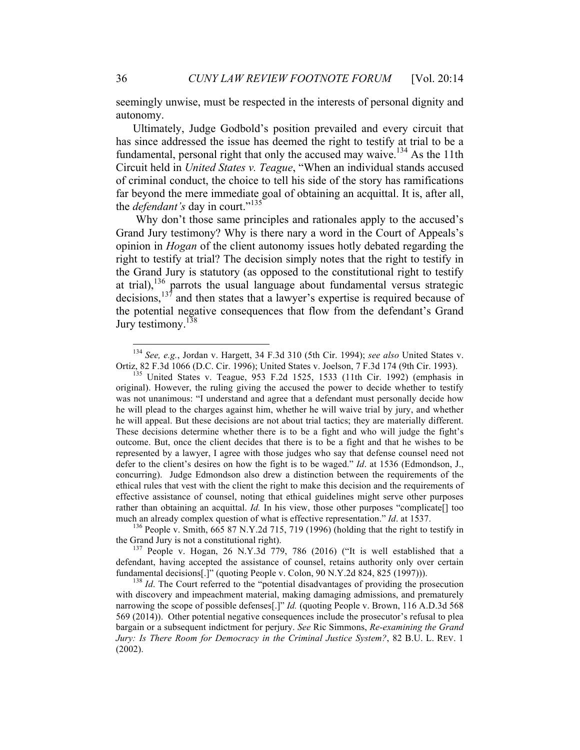seemingly unwise, must be respected in the interests of personal dignity and autonomy.

Ultimately, Judge Godbold's position prevailed and every circuit that has since addressed the issue has deemed the right to testify at trial to be a fundamental, personal right that only the accused may waive.[134] As the 11th Circuit held in *United States v. Teague*, "When an individual stands accused of criminal conduct, the choice to tell his side of the story has ramifications far beyond the mere immediate goal of obtaining an acquittal. It is, after all, the *defendant's* day in court."[135]

Why don't those same principles and rationales apply to the accused's Grand Jury testimony? Why is there nary a word in the Court of Appeals's opinion in *Hogan* of the client autonomy issues hotly debated regarding the right to testify at trial? The decision simply notes that the right to testify in the Grand Jury is statutory (as opposed to the constitutional right to testify at trial),[136] parrots the usual language about fundamental versus strategic decisions,[137] and then states that a lawyer's expertise is required because of the potential negative consequences that flow from the defendant's Grand Jury testimony.[138]

---

[134] *See, e.g.*, Jordan v. Hargett, 34 F.3d 310 (5th Cir. 1994); *see also* United States v. Ortiz, 82 F.3d 1066 (D.C. Cir. 1996); United States v. Joelson, 7 F.3d 174 (9th Cir. 1993).

[135] United States v. Teague, 953 F.2d 1525, 1533 (11th Cir. 1992) (emphasis in original). However, the ruling giving the accused the power to decide whether to testify was not unanimous: "I understand and agree that a defendant must personally decide how he will plead to the charges against him, whether he will waive trial by jury, and whether he will appeal. But these decisions are not about trial tactics; they are materially different. These decisions determine whether there is to be a fight and who will judge the fight's outcome. But, once the client decides that there is to be a fight and that he wishes to be represented by a lawyer, I agree with those judges who say that defense counsel need not defer to the client's desires on how the fight is to be waged." *Id*. at 1536 (Edmondson, J., concurring). Judge Edmondson also drew a distinction between the requirements of the ethical rules that vest with the client the right to make this decision and the requirements of effective assistance of counsel, noting that ethical guidelines might serve other purposes rather than obtaining an acquittal. *Id.* In his view, those other purposes "complicate[] too much an already complex question of what is effective representation." *Id*. at 1537.

[136] People v. Smith, 665 87 N.Y.2d 715, 719 (1996) (holding that the right to testify in the Grand Jury is not a constitutional right).

[137] People v. Hogan, 26 N.Y.3d 779, 786 (2016) ("It is well established that a defendant, having accepted the assistance of counsel, retains authority only over certain fundamental decisions[.]" (quoting People v. Colon, 90 N.Y.2d 824, 825 (1997))).

[138] *Id*. The Court referred to the "potential disadvantages of providing the prosecution with discovery and impeachment material, making damaging admissions, and prematurely narrowing the scope of possible defenses[.]" *Id.* (quoting People v. Brown, 116 A.D.3d 568 569 (2014)). Other potential negative consequences include the prosecutor's refusal to plea bargain or a subsequent indictment for perjury. *See* Ric Simmons, *Re-examining the Grand Jury: Is There Room for Democracy in the Criminal Justice System?*, 82 B.U. L. REV. 1 (2002).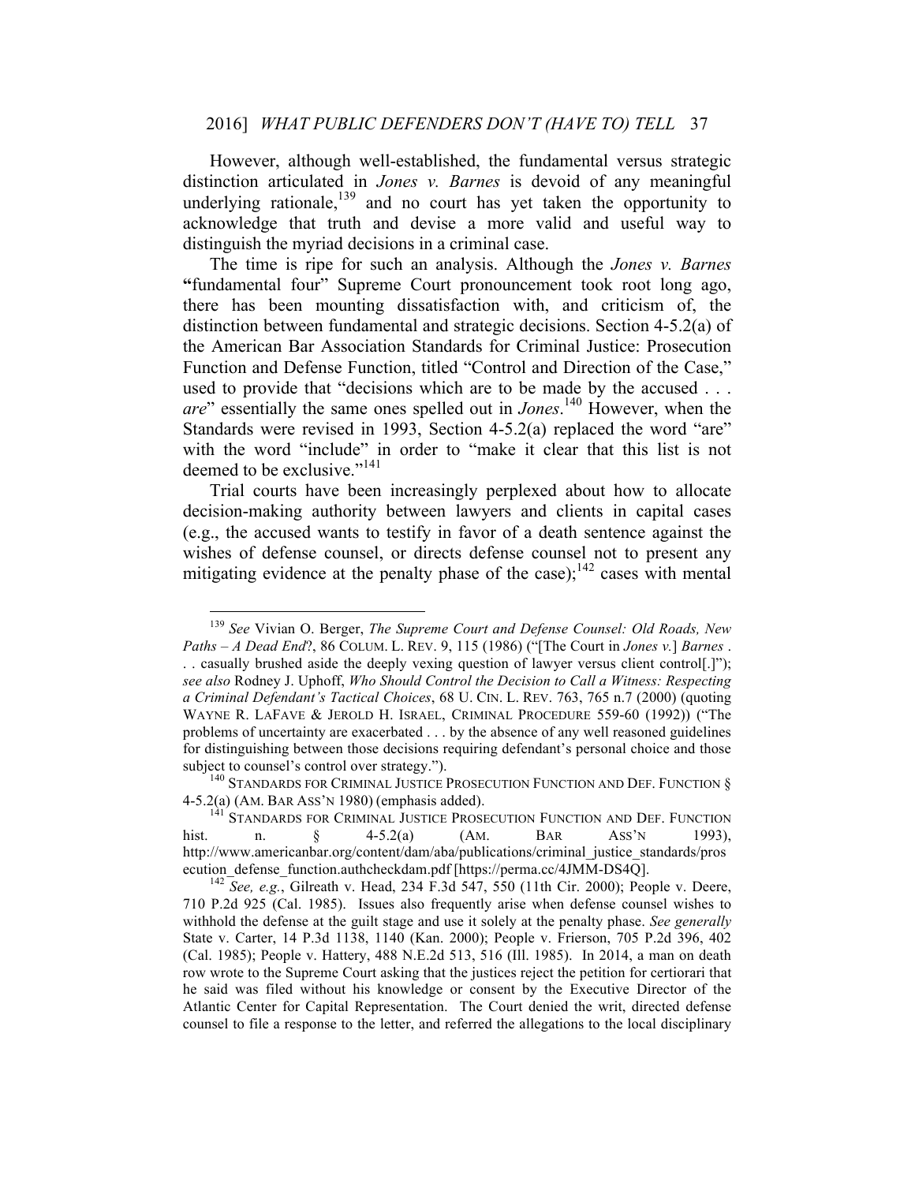However, although well-established, the fundamental versus strategic distinction articulated in *Jones v. Barnes* is devoid of any meaningful underlying rationale,[139] and no court has yet taken the opportunity to acknowledge that truth and devise a more valid and useful way to distinguish the myriad decisions in a criminal case.

The time is ripe for such an analysis. Although the *Jones v. Barnes* **"**fundamental four" Supreme Court pronouncement took root long ago, there has been mounting dissatisfaction with, and criticism of, the distinction between fundamental and strategic decisions. Section 4-5.2(a) of the American Bar Association Standards for Criminal Justice: Prosecution Function and Defense Function, titled "Control and Direction of the Case," used to provide that "decisions which are to be made by the accused . . . *are*" essentially the same ones spelled out in *Jones*.[140] However, when the Standards were revised in 1993, Section 4-5.2(a) replaced the word "are" with the word "include" in order to "make it clear that this list is not deemed to be exclusive."[141]

Trial courts have been increasingly perplexed about how to allocate decision-making authority between lawyers and clients in capital cases (e.g., the accused wants to testify in favor of a death sentence against the wishes of defense counsel, or directs defense counsel not to present any mitigating evidence at the penalty phase of the case);[142] cases with mental

---

[139] *See* Vivian O. Berger, *The Supreme Court and Defense Counsel: Old Roads, New Paths – A Dead End*?, 86 COLUM. L. REV. 9, 115 (1986) ("[The Court in *Jones v.*] *Barnes* . . . casually brushed aside the deeply vexing question of lawyer versus client control[.]"); *see also* Rodney J. Uphoff, *Who Should Control the Decision to Call a Witness: Respecting a Criminal Defendant's Tactical Choices*, 68 U. CIN. L. REV. 763, 765 n.7 (2000) (quoting WAYNE R. LAFAVE & JEROLD H. ISRAEL, CRIMINAL PROCEDURE 559-60 (1992)) ("The problems of uncertainty are exacerbated . . . by the absence of any well reasoned guidelines for distinguishing between those decisions requiring defendant's personal choice and those subject to counsel's control over strategy.").

[140] STANDARDS FOR CRIMINAL JUSTICE PROSECUTION FUNCTION AND DEF. FUNCTION § 4-5.2(a) (AM. BAR ASS'N 1980) (emphasis added).

[141] STANDARDS FOR CRIMINAL JUSTICE PROSECUTION FUNCTION AND DEF. FUNCTION hist. n. § 4-5.2(a) (AM. BAR ASS'N 1993), http://www.americanbar.org/content/dam/aba/publications/criminal_justice_standards/prosecution_defense_function.authcheckdam.pdf [https://perma.cc/4JMM-DS4Q].

[142] *See, e.g.*, Gilreath v. Head, 234 F.3d 547, 550 (11th Cir. 2000); People v. Deere, 710 P.2d 925 (Cal. 1985). Issues also frequently arise when defense counsel wishes to withhold the defense at the guilt stage and use it solely at the penalty phase. *See generally* State v. Carter, 14 P.3d 1138, 1140 (Kan. 2000); People v. Frierson, 705 P.2d 396, 402 (Cal. 1985); People v. Hattery, 488 N.E.2d 513, 516 (Ill. 1985). In 2014, a man on death row wrote to the Supreme Court asking that the justices reject the petition for certiorari that he said was filed without his knowledge or consent by the Executive Director of the Atlantic Center for Capital Representation. The Court denied the writ, directed defense counsel to file a response to the letter, and referred the allegations to the local disciplinary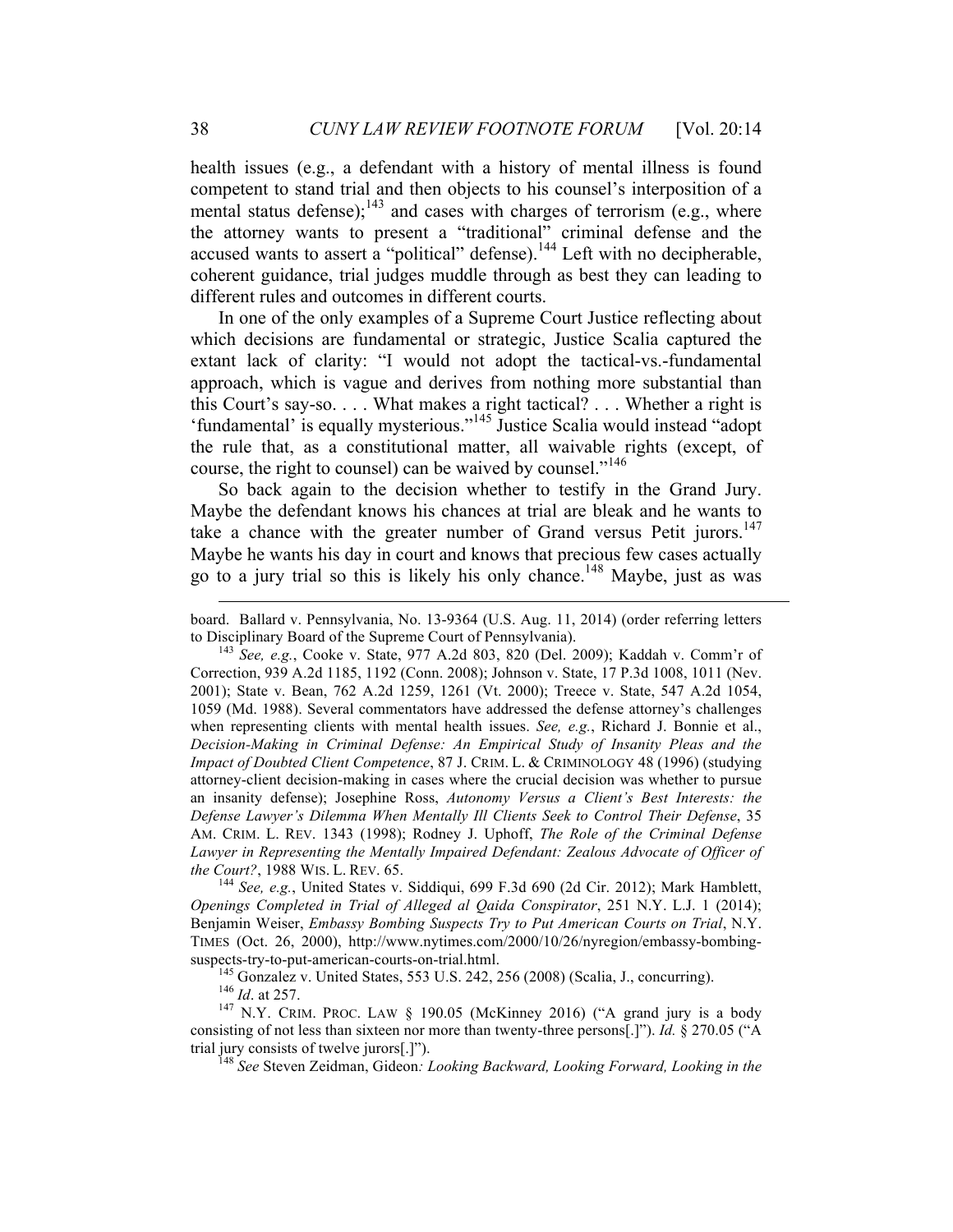health issues (e.g., a defendant with a history of mental illness is found competent to stand trial and then objects to his counsel's interposition of a mental status defense);[143] and cases with charges of terrorism (e.g., where the attorney wants to present a "traditional" criminal defense and the accused wants to assert a "political" defense).[144] Left with no decipherable, coherent guidance, trial judges muddle through as best they can leading to different rules and outcomes in different courts.

In one of the only examples of a Supreme Court Justice reflecting about which decisions are fundamental or strategic, Justice Scalia captured the extant lack of clarity: "I would not adopt the tactical-vs.-fundamental approach, which is vague and derives from nothing more substantial than this Court's say-so. . . . What makes a right tactical? . . . Whether a right is 'fundamental' is equally mysterious."[145] Justice Scalia would instead "adopt the rule that, as a constitutional matter, all waivable rights (except, of course, the right to counsel) can be waived by counsel."[146]

So back again to the decision whether to testify in the Grand Jury. Maybe the defendant knows his chances at trial are bleak and he wants to take a chance with the greater number of Grand versus Petit jurors.[147] Maybe he wants his day in court and knows that precious few cases actually go to a jury trial so this is likely his only chance.[148] Maybe, just as was

---

board. Ballard v. Pennsylvania, No. 13-9364 (U.S. Aug. 11, 2014) (order referring letters to Disciplinary Board of the Supreme Court of Pennsylvania).

[143] *See, e.g.*, Cooke v. State, 977 A.2d 803, 820 (Del. 2009); Kaddah v. Comm'r of Correction, 939 A.2d 1185, 1192 (Conn. 2008); Johnson v. State, 17 P.3d 1008, 1011 (Nev. 2001); State v. Bean, 762 A.2d 1259, 1261 (Vt. 2000); Treece v. State, 547 A.2d 1054, 1059 (Md. 1988). Several commentators have addressed the defense attorney's challenges when representing clients with mental health issues. *See, e.g.*, Richard J. Bonnie et al., *Decision-Making in Criminal Defense: An Empirical Study of Insanity Pleas and the Impact of Doubted Client Competence*, 87 J. CRIM. L. & CRIMINOLOGY 48 (1996) (studying attorney-client decision-making in cases where the crucial decision was whether to pursue an insanity defense); Josephine Ross, *Autonomy Versus a Client's Best Interests: the Defense Lawyer's Dilemma When Mentally Ill Clients Seek to Control Their Defense*, 35 AM. CRIM. L. REV. 1343 (1998); Rodney J. Uphoff, *The Role of the Criminal Defense Lawyer in Representing the Mentally Impaired Defendant: Zealous Advocate of Officer of the Court?*, 1988 WIS. L. REV. 65.

[144] *See, e.g.*, United States v. Siddiqui, 699 F.3d 690 (2d Cir. 2012); Mark Hamblett, *Openings Completed in Trial of Alleged al Qaida Conspirator*, 251 N.Y. L.J. 1 (2014); Benjamin Weiser, *Embassy Bombing Suspects Try to Put American Courts on Trial*, N.Y. TIMES (Oct. 26, 2000), http://www.nytimes.com/2000/10/26/nyregion/embassy-bombing-suspects-try-to-put-american-courts-on-trial.html.

[145] Gonzalez v. United States, 553 U.S. 242, 256 (2008) (Scalia, J., concurring).

[146] *Id*. at 257.

[147] N.Y. CRIM. PROC. LAW § 190.05 (McKinney 2016) ("A grand jury is a body consisting of not less than sixteen nor more than twenty-three persons[.]"). *Id.* § 270.05 ("A trial jury consists of twelve jurors[.]").

[148] *See* Steven Zeidman, Gideon*: Looking Backward, Looking Forward, Looking in the*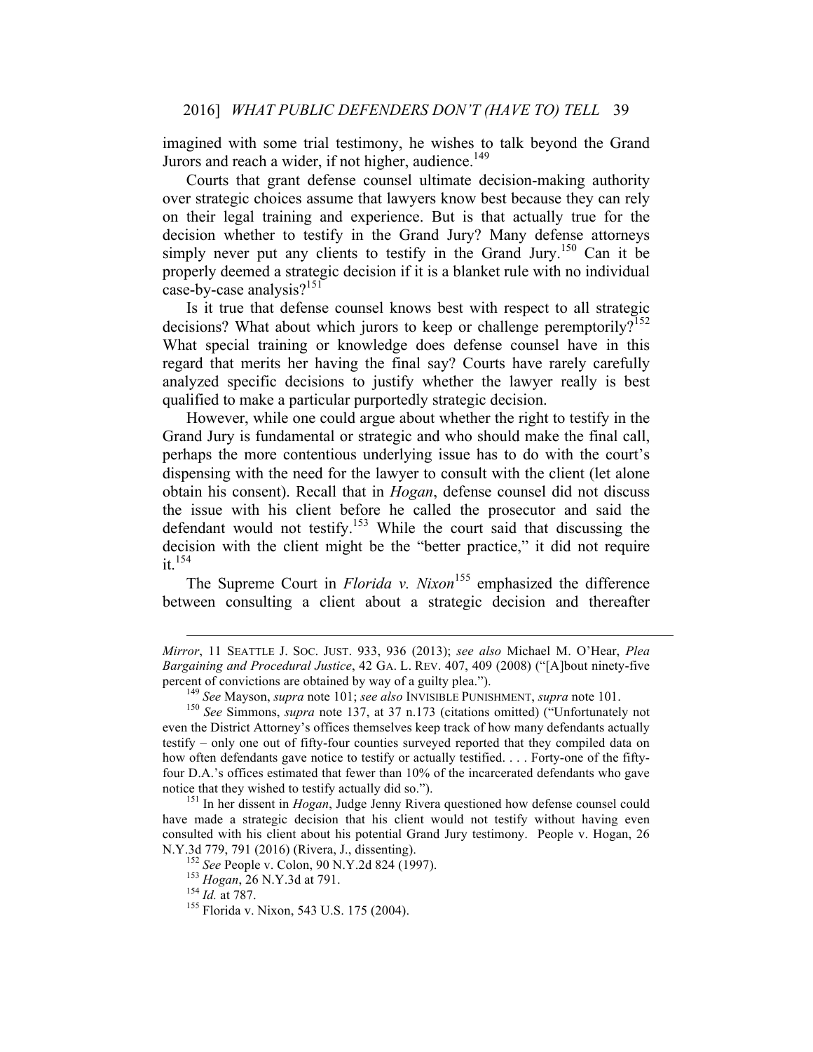imagined with some trial testimony, he wishes to talk beyond the Grand Jurors and reach a wider, if not higher, audience.[149]

Courts that grant defense counsel ultimate decision-making authority over strategic choices assume that lawyers know best because they can rely on their legal training and experience. But is that actually true for the decision whether to testify in the Grand Jury? Many defense attorneys simply never put any clients to testify in the Grand Jury.[150] Can it be properly deemed a strategic decision if it is a blanket rule with no individual case-by-case analysis?[151]

Is it true that defense counsel knows best with respect to all strategic decisions? What about which jurors to keep or challenge peremptorily?[152] What special training or knowledge does defense counsel have in this regard that merits her having the final say? Courts have rarely carefully analyzed specific decisions to justify whether the lawyer really is best qualified to make a particular purportedly strategic decision.

However, while one could argue about whether the right to testify in the Grand Jury is fundamental or strategic and who should make the final call, perhaps the more contentious underlying issue has to do with the court's dispensing with the need for the lawyer to consult with the client (let alone obtain his consent). Recall that in *Hogan*, defense counsel did not discuss the issue with his client before he called the prosecutor and said the defendant would not testify.[153] While the court said that discussing the decision with the client might be the "better practice," it did not require it.[154]

The Supreme Court in *Florida v. Nixon*[155] emphasized the difference between consulting a client about a strategic decision and thereafter

---

*Mirror*, 11 SEATTLE J. SOC. JUST. 933, 936 (2013); *see also* Michael M. O'Hear, *Plea Bargaining and Procedural Justice*, 42 GA. L. REV. 407, 409 (2008) ("[A]bout ninety-five percent of convictions are obtained by way of a guilty plea.").

[149] *See* Mayson, *supra* note 101; *see also* INVISIBLE PUNISHMENT, *supra* note 101.

[150] *See* Simmons, *supra* note 137, at 37 n.173 (citations omitted) ("Unfortunately not even the District Attorney's offices themselves keep track of how many defendants actually testify – only one out of fifty-four counties surveyed reported that they compiled data on how often defendants gave notice to testify or actually testified. . . . Forty-one of the fifty-four D.A.'s offices estimated that fewer than 10% of the incarcerated defendants who gave notice that they wished to testify actually did so.").

[151] In her dissent in *Hogan*, Judge Jenny Rivera questioned how defense counsel could have made a strategic decision that his client would not testify without having even consulted with his client about his potential Grand Jury testimony. People v. Hogan, 26 N.Y.3d 779, 791 (2016) (Rivera, J., dissenting).

[152] *See* People v. Colon, 90 N.Y.2d 824 (1997).

[153] *Hogan*, 26 N.Y.3d at 791.

[154] *Id.* at 787.

[155] Florida v. Nixon, 543 U.S. 175 (2004).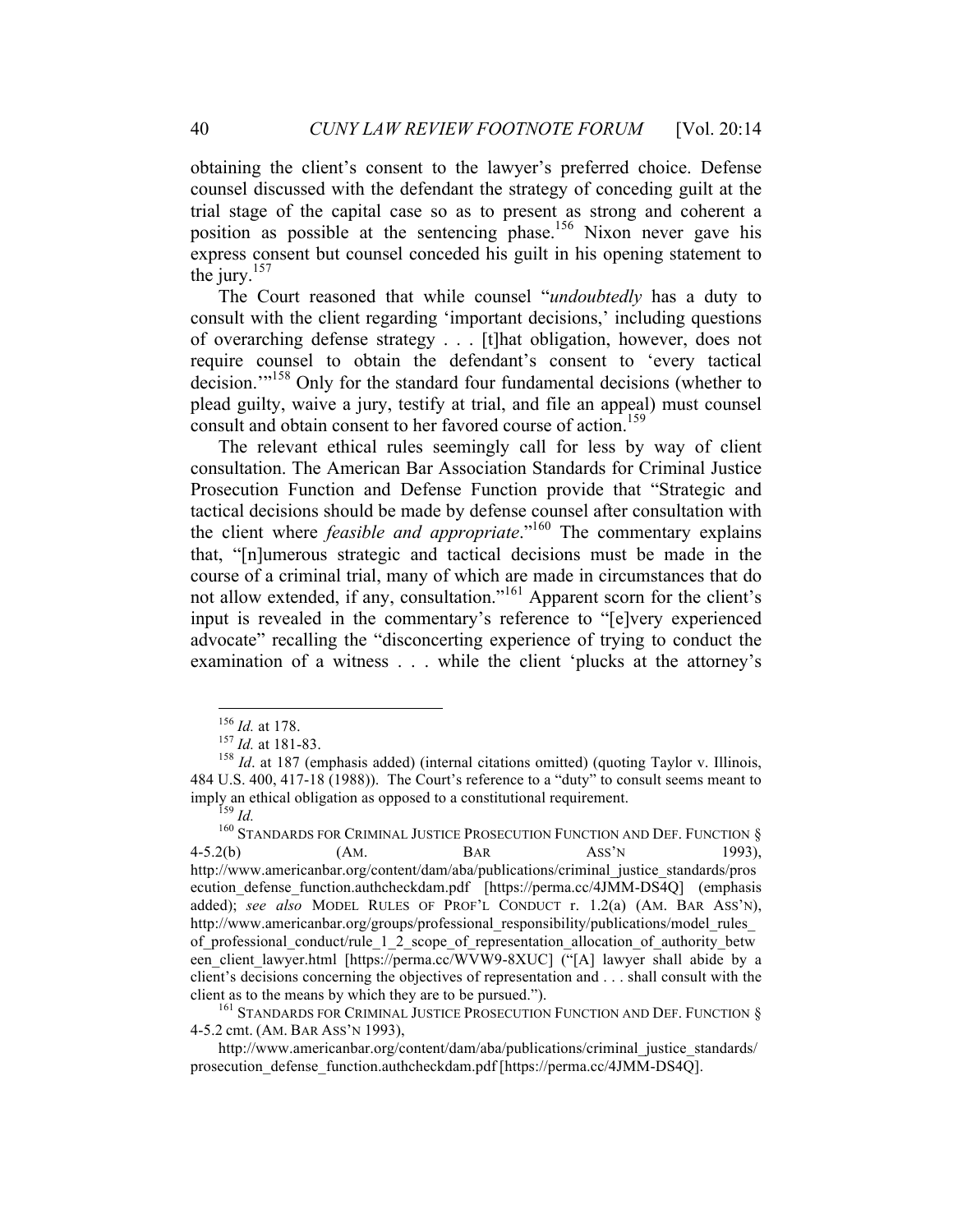obtaining the client's consent to the lawyer's preferred choice. Defense counsel discussed with the defendant the strategy of conceding guilt at the trial stage of the capital case so as to present as strong and coherent a position as possible at the sentencing phase.[156] Nixon never gave his express consent but counsel conceded his guilt in his opening statement to the jury.[157]

The Court reasoned that while counsel "*undoubtedly* has a duty to consult with the client regarding 'important decisions,' including questions of overarching defense strategy . . . [t]hat obligation, however, does not require counsel to obtain the defendant's consent to 'every tactical decision.'"[158] Only for the standard four fundamental decisions (whether to plead guilty, waive a jury, testify at trial, and file an appeal) must counsel consult and obtain consent to her favored course of action.[159]

The relevant ethical rules seemingly call for less by way of client consultation. The American Bar Association Standards for Criminal Justice Prosecution Function and Defense Function provide that "Strategic and tactical decisions should be made by defense counsel after consultation with the client where *feasible and appropriate*."[160] The commentary explains that, "[n]umerous strategic and tactical decisions must be made in the course of a criminal trial, many of which are made in circumstances that do not allow extended, if any, consultation."[161] Apparent scorn for the client's input is revealed in the commentary's reference to "[e]very experienced advocate" recalling the "disconcerting experience of trying to conduct the examination of a witness . . . while the client 'plucks at the attorney's

---

[156] *Id.* at 178.

[157] *Id.* at 181-83.

[158] *Id*. at 187 (emphasis added) (internal citations omitted) (quoting Taylor v. Illinois, 484 U.S. 400, 417-18 (1988)). The Court's reference to a "duty" to consult seems meant to imply an ethical obligation as opposed to a constitutional requirement.

[159] *Id.*

[160] STANDARDS FOR CRIMINAL JUSTICE PROSECUTION FUNCTION AND DEF. FUNCTION § 4-5.2(b) (AM. BAR ASS'N 1993), http://www.americanbar.org/content/dam/aba/publications/criminal_justice_standards/prosecution_defense_function.authcheckdam.pdf [https://perma.cc/4JMM-DS4Q] (emphasis added); *see also* MODEL RULES OF PROF'L CONDUCT r. 1.2(a) (AM. BAR ASS'N), http://www.americanbar.org/groups/professional_responsibility/publications/model_rules_of_professional_conduct/rule_1_2_scope_of_representation_allocation_of_authority_between_client_lawyer.html [https://perma.cc/WVW9-8XUC] ("[A] lawyer shall abide by a client's decisions concerning the objectives of representation and . . . shall consult with the client as to the means by which they are to be pursued.").

[161] STANDARDS FOR CRIMINAL JUSTICE PROSECUTION FUNCTION AND DEF. FUNCTION § 4-5.2 cmt. (AM. BAR ASS'N 1993),

http://www.americanbar.org/content/dam/aba/publications/criminal_justice_standards/prosecution_defense_function.authcheckdam.pdf [https://perma.cc/4JMM-DS4Q].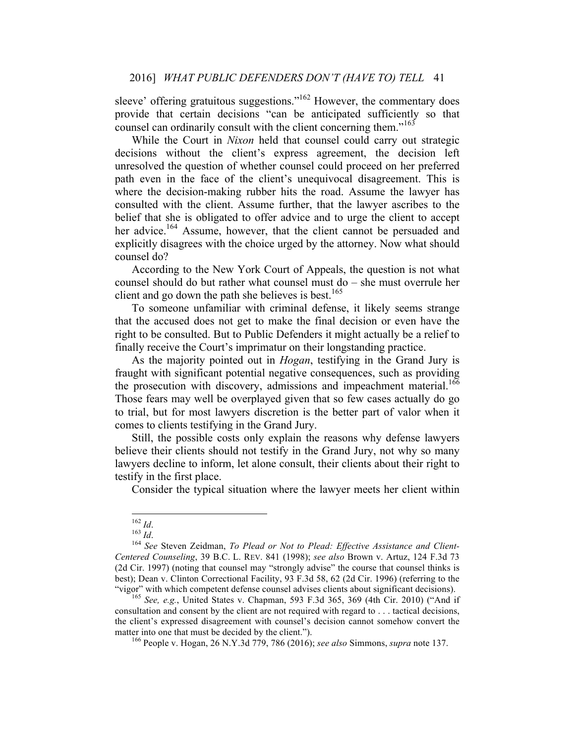sleeve' offering gratuitous suggestions."[162] However, the commentary does provide that certain decisions "can be anticipated sufficiently so that counsel can ordinarily consult with the client concerning them."[163]

While the Court in *Nixon* held that counsel could carry out strategic decisions without the client's express agreement, the decision left unresolved the question of whether counsel could proceed on her preferred path even in the face of the client's unequivocal disagreement. This is where the decision-making rubber hits the road. Assume the lawyer has consulted with the client. Assume further, that the lawyer ascribes to the belief that she is obligated to offer advice and to urge the client to accept her advice.[164] Assume, however, that the client cannot be persuaded and explicitly disagrees with the choice urged by the attorney. Now what should counsel do?

According to the New York Court of Appeals, the question is not what counsel should do but rather what counsel must do – she must overrule her client and go down the path she believes is best.[165]

To someone unfamiliar with criminal defense, it likely seems strange that the accused does not get to make the final decision or even have the right to be consulted. But to Public Defenders it might actually be a relief to finally receive the Court's imprimatur on their longstanding practice.

As the majority pointed out in *Hogan*, testifying in the Grand Jury is fraught with significant potential negative consequences, such as providing the prosecution with discovery, admissions and impeachment material.[166] Those fears may well be overplayed given that so few cases actually do go to trial, but for most lawyers discretion is the better part of valor when it comes to clients testifying in the Grand Jury.

Still, the possible costs only explain the reasons why defense lawyers believe their clients should not testify in the Grand Jury, not why so many lawyers decline to inform, let alone consult, their clients about their right to testify in the first place.

Consider the typical situation where the lawyer meets her client within

---

[162] *Id*.

[163] *Id*.

[164] *See* Steven Zeidman, *To Plead or Not to Plead: Effective Assistance and Client-Centered Counseling*, 39 B.C. L. REV. 841 (1998); *see also* Brown v. Artuz, 124 F.3d 73 (2d Cir. 1997) (noting that counsel may "strongly advise" the course that counsel thinks is best); Dean v. Clinton Correctional Facility, 93 F.3d 58, 62 (2d Cir. 1996) (referring to the "vigor" with which competent defense counsel advises clients about significant decisions).

[165] *See, e.g.*, United States v. Chapman, 593 F.3d 365, 369 (4th Cir. 2010) ("And if consultation and consent by the client are not required with regard to . . . tactical decisions, the client's expressed disagreement with counsel's decision cannot somehow convert the matter into one that must be decided by the client.").

[166] People v. Hogan, 26 N.Y.3d 779, 786 (2016); *see also* Simmons, *supra* note 137.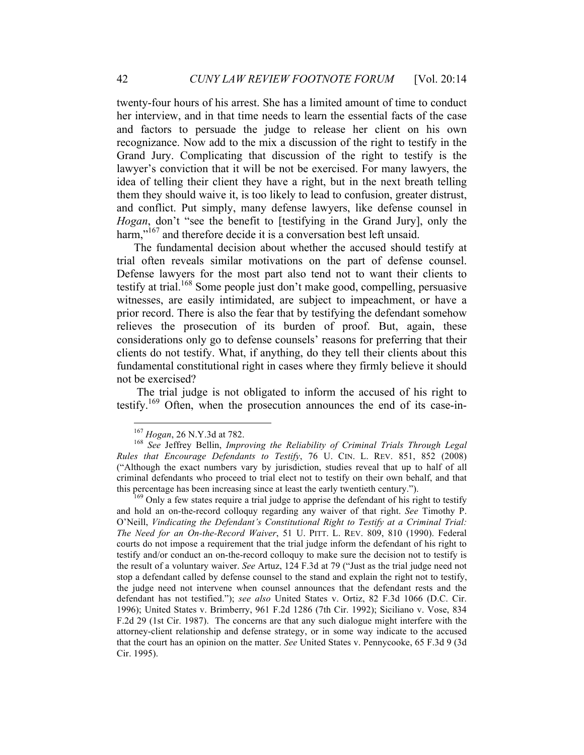twenty-four hours of his arrest. She has a limited amount of time to conduct her interview, and in that time needs to learn the essential facts of the case and factors to persuade the judge to release her client on his own recognizance. Now add to the mix a discussion of the right to testify in the Grand Jury. Complicating that discussion of the right to testify is the lawyer's conviction that it will be not be exercised. For many lawyers, the idea of telling their client they have a right, but in the next breath telling them they should waive it, is too likely to lead to confusion, greater distrust, and conflict. Put simply, many defense lawyers, like defense counsel in *Hogan*, don't "see the benefit to [testifying in the Grand Jury], only the harm,"[167] and therefore decide it is a conversation best left unsaid.

The fundamental decision about whether the accused should testify at trial often reveals similar motivations on the part of defense counsel. Defense lawyers for the most part also tend not to want their clients to testify at trial.[168] Some people just don't make good, compelling, persuasive witnesses, are easily intimidated, are subject to impeachment, or have a prior record. There is also the fear that by testifying the defendant somehow relieves the prosecution of its burden of proof. But, again, these considerations only go to defense counsels' reasons for preferring that their clients do not testify. What, if anything, do they tell their clients about this fundamental constitutional right in cases where they firmly believe it should not be exercised?

The trial judge is not obligated to inform the accused of his right to testify.[169] Often, when the prosecution announces the end of its case-in-

---

[167] *Hogan*, 26 N.Y.3d at 782.

[168] *See* Jeffrey Bellin, *Improving the Reliability of Criminal Trials Through Legal Rules that Encourage Defendants to Testify*, 76 U. CIN. L. REV. 851, 852 (2008) ("Although the exact numbers vary by jurisdiction, studies reveal that up to half of all criminal defendants who proceed to trial elect not to testify on their own behalf, and that this percentage has been increasing since at least the early twentieth century.").

[169] Only a few states require a trial judge to apprise the defendant of his right to testify and hold an on-the-record colloquy regarding any waiver of that right. *See* Timothy P. O'Neill, *Vindicating the Defendant's Constitutional Right to Testify at a Criminal Trial: The Need for an On-the-Record Waiver*, 51 U. PITT. L. REV. 809, 810 (1990). Federal courts do not impose a requirement that the trial judge inform the defendant of his right to testify and/or conduct an on-the-record colloquy to make sure the decision not to testify is the result of a voluntary waiver. *See* Artuz, 124 F.3d at 79 ("Just as the trial judge need not stop a defendant called by defense counsel to the stand and explain the right not to testify, the judge need not intervene when counsel announces that the defendant rests and the defendant has not testified."); *see also* United States v. Ortiz, 82 F.3d 1066 (D.C. Cir. 1996); United States v. Brimberry, 961 F.2d 1286 (7th Cir. 1992); Siciliano v. Vose, 834 F.2d 29 (1st Cir. 1987). The concerns are that any such dialogue might interfere with the attorney-client relationship and defense strategy, or in some way indicate to the accused that the court has an opinion on the matter. *See* United States v. Pennycooke, 65 F.3d 9 (3d Cir. 1995).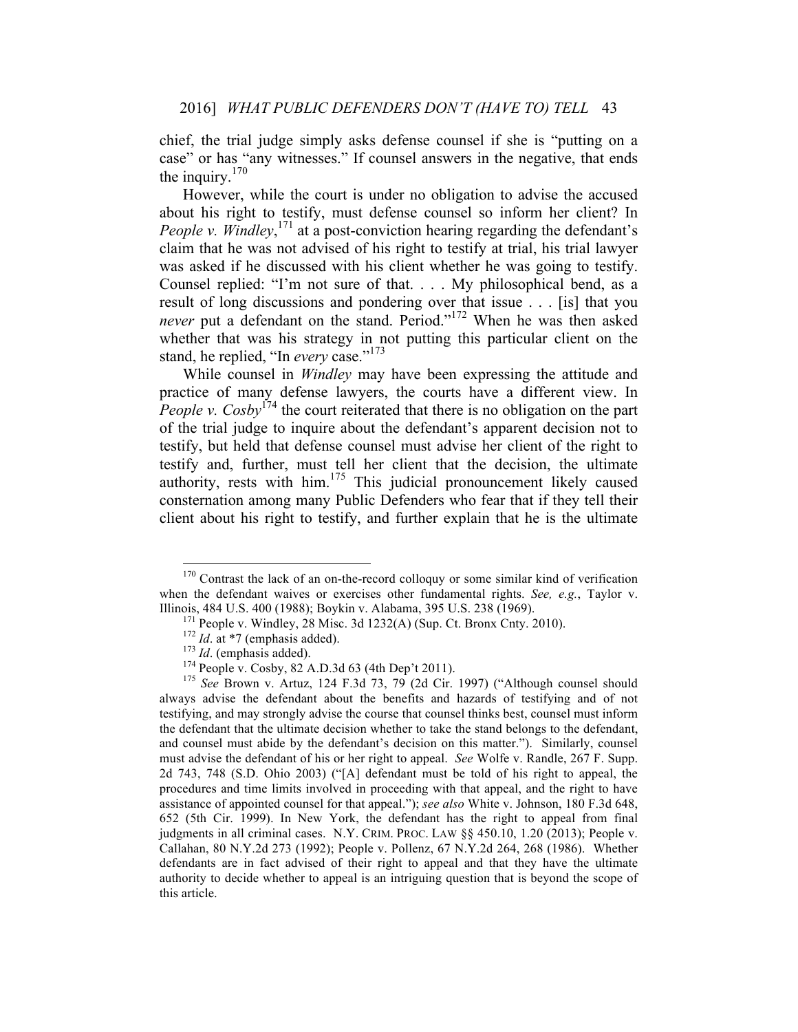chief, the trial judge simply asks defense counsel if she is "putting on a case" or has "any witnesses." If counsel answers in the negative, that ends the inquiry.[170]

However, while the court is under no obligation to advise the accused about his right to testify, must defense counsel so inform her client? In *People v. Windley*,[171] at a post-conviction hearing regarding the defendant's claim that he was not advised of his right to testify at trial, his trial lawyer was asked if he discussed with his client whether he was going to testify. Counsel replied: "I'm not sure of that. . . . My philosophical bend, as a result of long discussions and pondering over that issue . . . [is] that you *never* put a defendant on the stand. Period."[172] When he was then asked whether that was his strategy in not putting this particular client on the stand, he replied, "In *every* case."[173]

While counsel in *Windley* may have been expressing the attitude and practice of many defense lawyers, the courts have a different view. In *People v. Cosby*[174] the court reiterated that there is no obligation on the part of the trial judge to inquire about the defendant's apparent decision not to testify, but held that defense counsel must advise her client of the right to testify and, further, must tell her client that the decision, the ultimate authority, rests with him.[175] This judicial pronouncement likely caused consternation among many Public Defenders who fear that if they tell their client about his right to testify, and further explain that he is the ultimate

---

[170] Contrast the lack of an on-the-record colloquy or some similar kind of verification when the defendant waives or exercises other fundamental rights. *See, e.g.*, Taylor v. Illinois, 484 U.S. 400 (1988); Boykin v. Alabama, 395 U.S. 238 (1969).

[171] People v. Windley, 28 Misc. 3d 1232(A) (Sup. Ct. Bronx Cnty. 2010).

[172] *Id*. at *7 (emphasis added).

[173] *Id*. (emphasis added).

[174] People v. Cosby, 82 A.D.3d 63 (4th Dep't 2011).

[175] *See* Brown v. Artuz, 124 F.3d 73, 79 (2d Cir. 1997) ("Although counsel should always advise the defendant about the benefits and hazards of testifying and of not testifying, and may strongly advise the course that counsel thinks best, counsel must inform the defendant that the ultimate decision whether to take the stand belongs to the defendant, and counsel must abide by the defendant's decision on this matter."). Similarly, counsel must advise the defendant of his or her right to appeal. *See* Wolfe v. Randle, 267 F. Supp. 2d 743, 748 (S.D. Ohio 2003) ("[A] defendant must be told of his right to appeal, the procedures and time limits involved in proceeding with that appeal, and the right to have assistance of appointed counsel for that appeal."); *see also* White v. Johnson, 180 F.3d 648, 652 (5th Cir. 1999). In New York, the defendant has the right to appeal from final judgments in all criminal cases. N.Y. CRIM. PROC. LAW §§ 450.10, 1.20 (2013); People v. Callahan, 80 N.Y.2d 273 (1992); People v. Pollenz, 67 N.Y.2d 264, 268 (1986). Whether defendants are in fact advised of their right to appeal and that they have the ultimate authority to decide whether to appeal is an intriguing question that is beyond the scope of this article.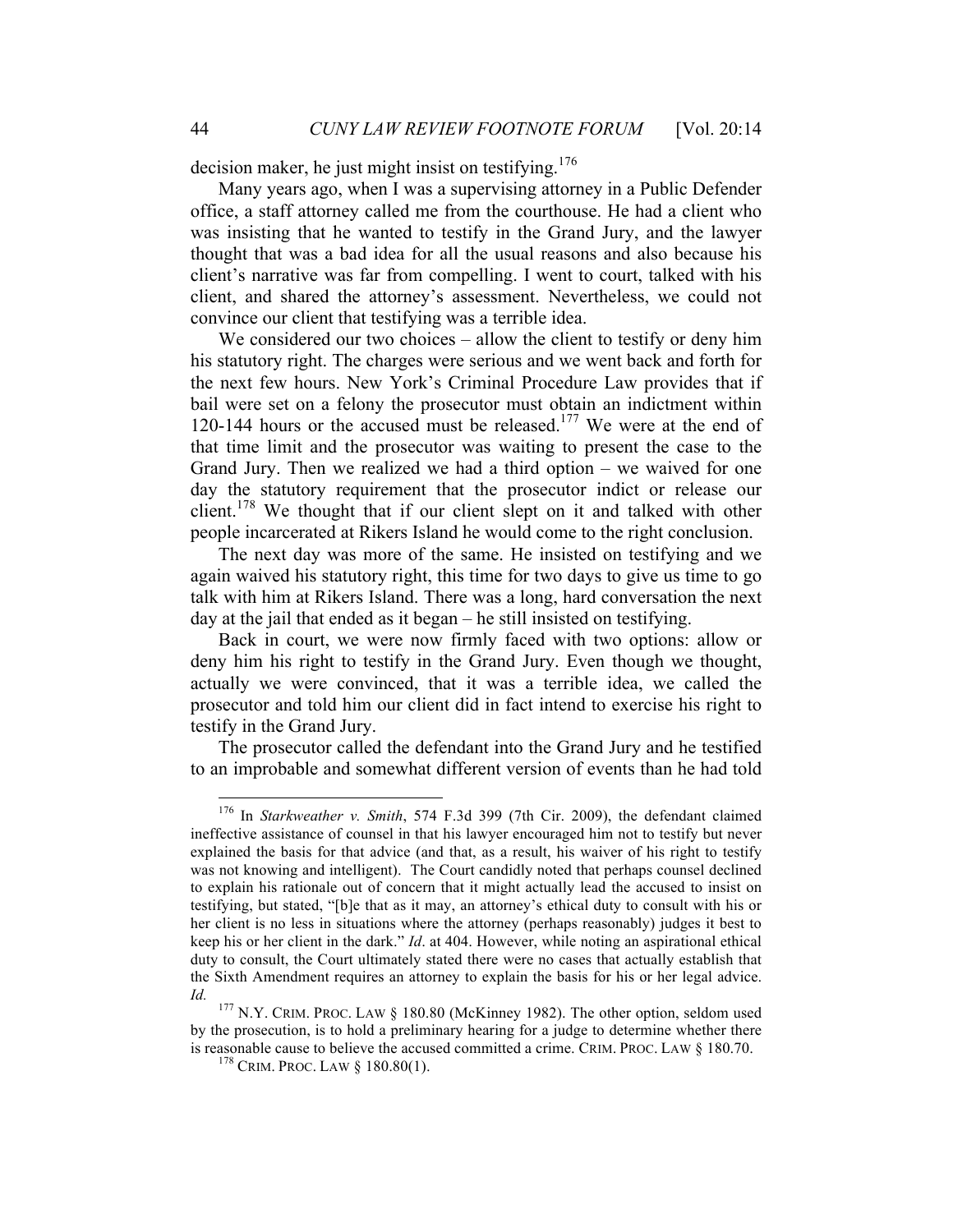decision maker, he just might insist on testifying.[176]

Many years ago, when I was a supervising attorney in a Public Defender office, a staff attorney called me from the courthouse. He had a client who was insisting that he wanted to testify in the Grand Jury, and the lawyer thought that was a bad idea for all the usual reasons and also because his client's narrative was far from compelling. I went to court, talked with his client, and shared the attorney's assessment. Nevertheless, we could not convince our client that testifying was a terrible idea.

We considered our two choices – allow the client to testify or deny him his statutory right. The charges were serious and we went back and forth for the next few hours. New York's Criminal Procedure Law provides that if bail were set on a felony the prosecutor must obtain an indictment within 120-144 hours or the accused must be released.[177] We were at the end of that time limit and the prosecutor was waiting to present the case to the Grand Jury. Then we realized we had a third option – we waived for one day the statutory requirement that the prosecutor indict or release our client.[178] We thought that if our client slept on it and talked with other people incarcerated at Rikers Island he would come to the right conclusion.

The next day was more of the same. He insisted on testifying and we again waived his statutory right, this time for two days to give us time to go talk with him at Rikers Island. There was a long, hard conversation the next day at the jail that ended as it began – he still insisted on testifying.

Back in court, we were now firmly faced with two options: allow or deny him his right to testify in the Grand Jury. Even though we thought, actually we were convinced, that it was a terrible idea, we called the prosecutor and told him our client did in fact intend to exercise his right to testify in the Grand Jury.

The prosecutor called the defendant into the Grand Jury and he testified to an improbable and somewhat different version of events than he had told

---

[176] In *Starkweather v. Smith*, 574 F.3d 399 (7th Cir. 2009), the defendant claimed ineffective assistance of counsel in that his lawyer encouraged him not to testify but never explained the basis for that advice (and that, as a result, his waiver of his right to testify was not knowing and intelligent). The Court candidly noted that perhaps counsel declined to explain his rationale out of concern that it might actually lead the accused to insist on testifying, but stated, "[b]e that as it may, an attorney's ethical duty to consult with his or her client is no less in situations where the attorney (perhaps reasonably) judges it best to keep his or her client in the dark." *Id*. at 404. However, while noting an aspirational ethical duty to consult, the Court ultimately stated there were no cases that actually establish that the Sixth Amendment requires an attorney to explain the basis for his or her legal advice. *Id.*

[177] N.Y. CRIM. PROC. LAW § 180.80 (McKinney 1982). The other option, seldom used by the prosecution, is to hold a preliminary hearing for a judge to determine whether there is reasonable cause to believe the accused committed a crime. CRIM. PROC. LAW § 180.70.

[178] CRIM. PROC. LAW § 180.80(1).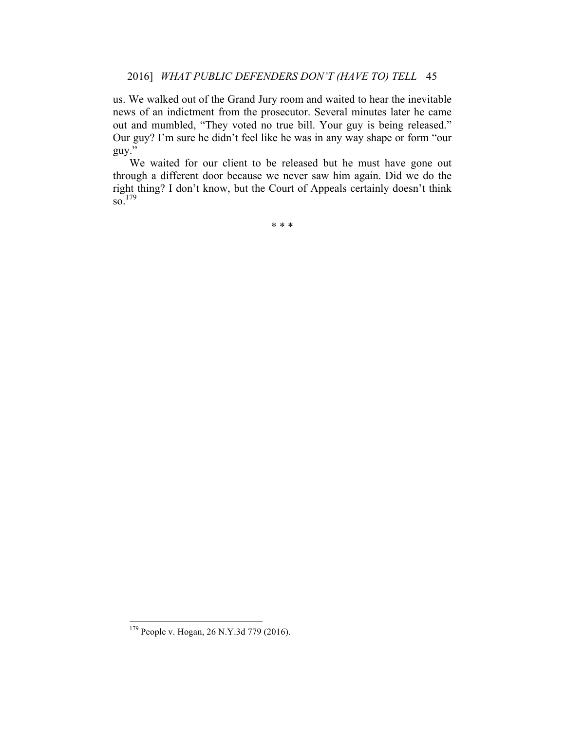us. We walked out of the Grand Jury room and waited to hear the inevitable news of an indictment from the prosecutor. Several minutes later he came out and mumbled, "They voted no true bill. Your guy is being released." Our guy? I'm sure he didn't feel like he was in any way shape or form "our guy."

We waited for our client to be released but he must have gone out through a different door because we never saw him again. Did we do the right thing? I don't know, but the Court of Appeals certainly doesn't think so.[179]

\* \* \*

---

[179] People v. Hogan, 26 N.Y.3d 779 (2016).